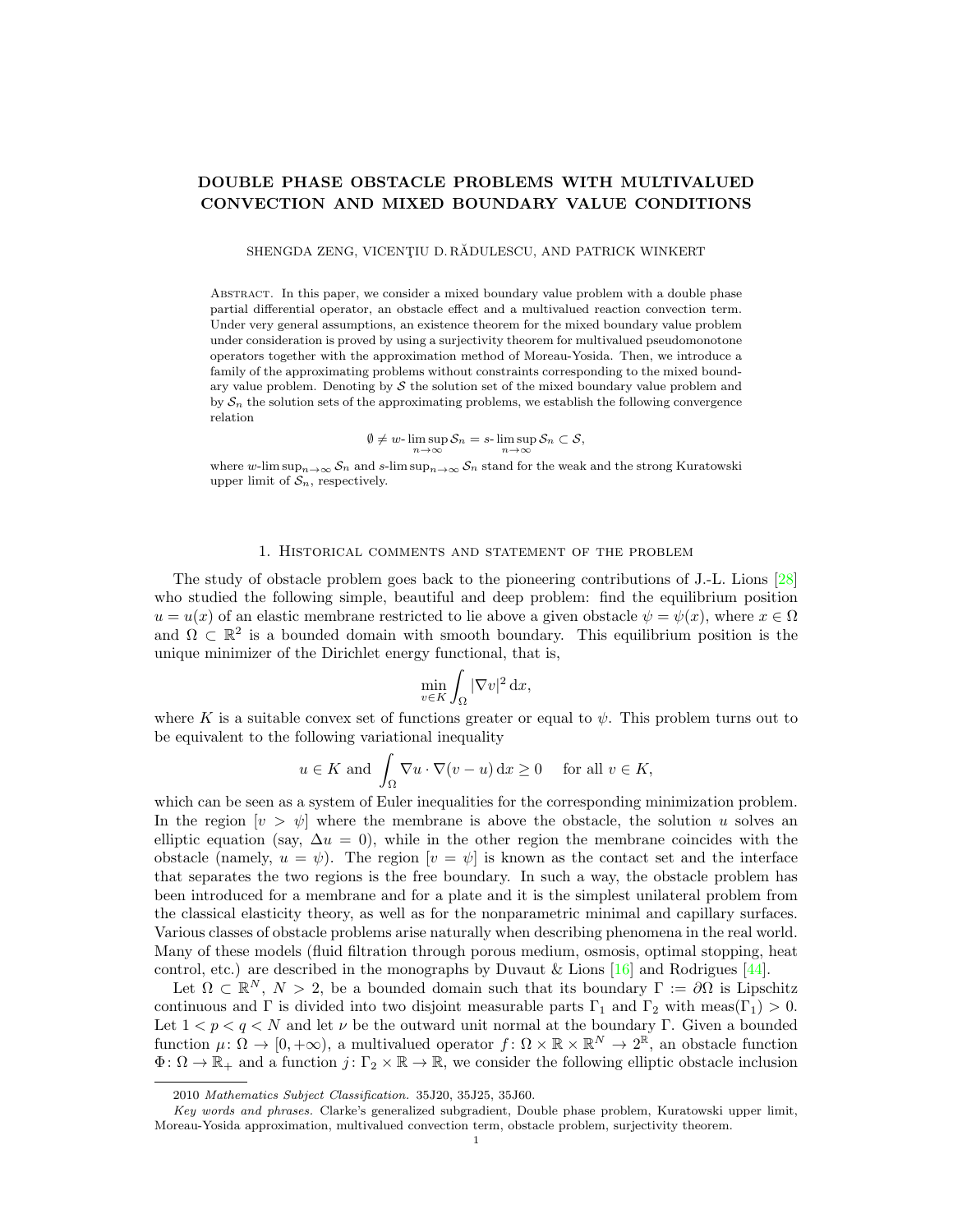# DOUBLE PHASE OBSTACLE PROBLEMS WITH MULTIVALUED CONVECTION AND MIXED BOUNDARY VALUE CONDITIONS

SHENGDA ZENG, VICENŢIU D. RĂDULESCU, AND PATRICK WINKERT

Abstract. In this paper, we consider a mixed boundary value problem with a double phase partial differential operator, an obstacle effect and a multivalued reaction convection term. Under very general assumptions, an existence theorem for the mixed boundary value problem under consideration is proved by using a surjectivity theorem for multivalued pseudomonotone operators together with the approximation method of Moreau-Yosida. Then, we introduce a family of the approximating problems without constraints corresponding to the mixed boundary value problem. Denoting by $\mathcal{S}$ the solution set of the mixed boundary value problem and by $\mathcal{S}_n$ the solution sets of the approximating problems, we establish the following convergence relation

$$\emptyset \neq w\text{-}\limsup_{n\to\infty} \mathcal{S}_n = s\text{-}\limsup_{n\to\infty} \mathcal{S}_n \subset \mathcal{S},$$

where $w\text{-}\limsup_{n\to\infty} \mathcal{S}_n$ and $s\text{-}\limsup_{n\to\infty} \mathcal{S}_n$ stand for the weak and the strong Kuratowski upper limit of $\mathcal{S}_n$, respectively.

## 1. Historical comments and statement of the problem

The study of obstacle problem goes back to the pioneering contributions of J.-L. Lions [28] who studied the following simple, beautiful and deep problem: find the equilibrium position $u = u(x)$ of an elastic membrane restricted to lie above a given obstacle $\psi = \psi(x)$, where $x \in \Omega$ and $\Omega \subset \mathbb{R}^2$ is a bounded domain with smooth boundary. This equilibrium position is the unique minimizer of the Dirichlet energy functional, that is,

$$\min_{v\in K} \int_\Omega |\nabla v|^2 \,\mathrm{d}x,$$

where $K$ is a suitable convex set of functions greater or equal to $\psi$. This problem turns out to be equivalent to the following variational inequality

$$u \in K \text{ and } \int_\Omega \nabla u \cdot \nabla(v-u)\,\mathrm{d}x \geq 0 \quad \text{ for all } v \in K,$$

which can be seen as a system of Euler inequalities for the corresponding minimization problem. In the region $[v > \psi]$ where the membrane is above the obstacle, the solution $u$ solves an elliptic equation (say, $\Delta u = 0$), while in the other region the membrane coincides with the obstacle (namely, $u = \psi$). The region $[v = \psi]$ is known as the contact set and the interface that separates the two regions is the free boundary. In such a way, the obstacle problem has been introduced for a membrane and for a plate and it is the simplest unilateral problem from the classical elasticity theory, as well as for the nonparametric minimal and capillary surfaces. Various classes of obstacle problems arise naturally when describing phenomena in the real world. Many of these models (fluid filtration through porous medium, osmosis, optimal stopping, heat control, etc.) are described in the monographs by Duvaut & Lions [16] and Rodrigues [44].

Let $\Omega \subset \mathbb{R}^N$, $N > 2$, be a bounded domain such that its boundary $\Gamma := \partial\Omega$ is Lipschitz continuous and $\Gamma$ is divided into two disjoint measurable parts $\Gamma_1$ and $\Gamma_2$ with $\operatorname{meas}(\Gamma_1) > 0$. Let $1 < p < q < N$ and let $\nu$ be the outward unit normal at the boundary $\Gamma$. Given a bounded function $\mu\colon \Omega \to [0, +\infty)$, a multivalued operator $f\colon \Omega \times \mathbb{R} \times \mathbb{R}^N \to 2^{\mathbb{R}}$, an obstacle function $\Phi\colon \Omega \to \mathbb{R}_+$ and a function $j\colon \Gamma_2 \times \mathbb{R} \to \mathbb{R}$, we consider the following elliptic obstacle inclusion

2010 *Mathematics Subject Classification.* 35J20, 35J25, 35J60.

*Key words and phrases.* Clarke's generalized subgradient, Double phase problem, Kuratowski upper limit, Moreau-Yosida approximation, multivalued convection term, obstacle problem, surjectivity theorem.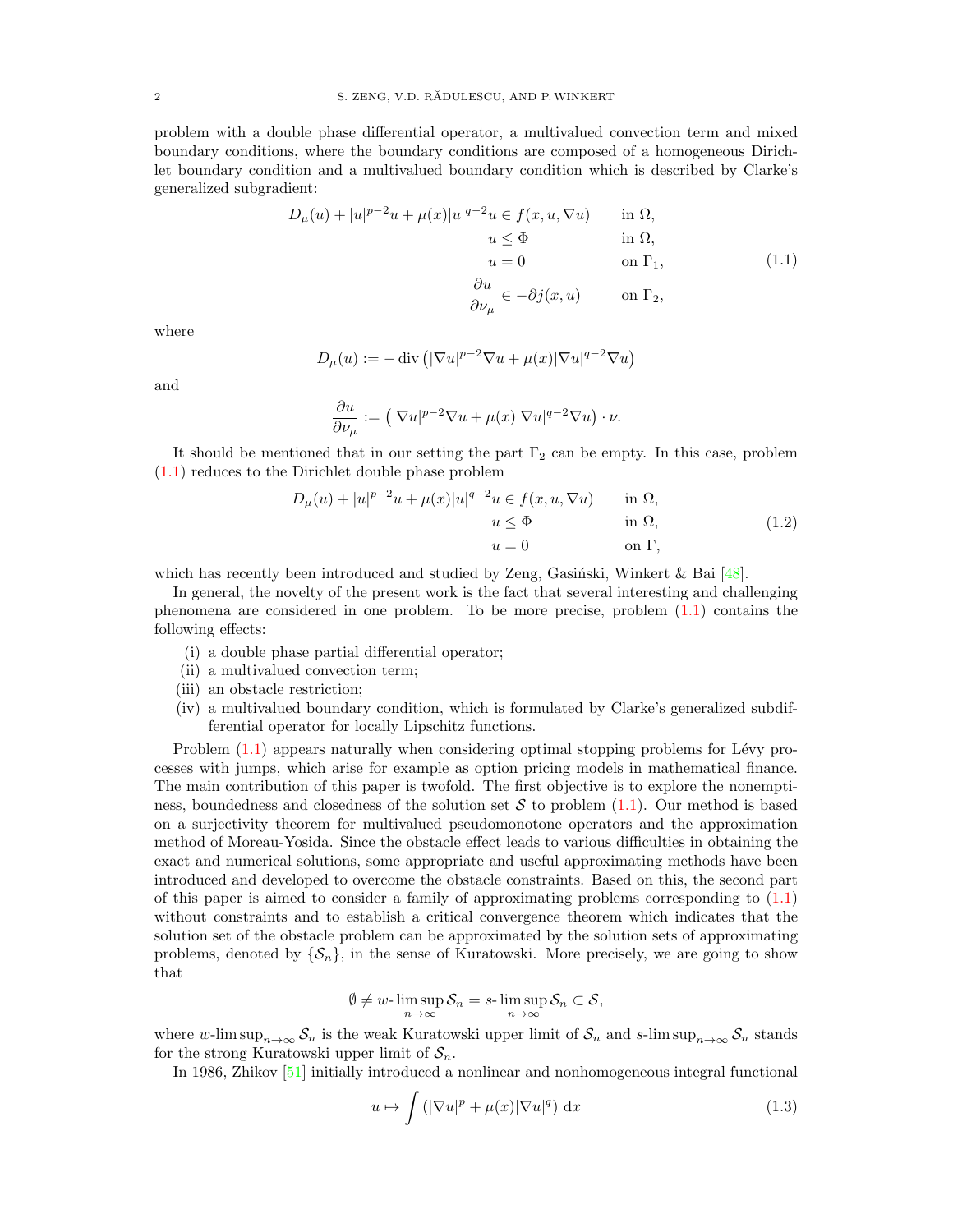problem with a double phase differential operator, a multivalued convection term and mixed boundary conditions, where the boundary conditions are composed of a homogeneous Dirichlet boundary condition and a multivalued boundary condition which is described by Clarke's generalized subgradient:

$$
\begin{aligned}
D_\mu(u)+|u|^{p-2}u+\mu(x)|u|^{q-2}u &\in f(x,u,\nabla u) && \text{in } \Omega,\\
u &\le \Phi && \text{in } \Omega,\\
u &= 0 && \text{on } \Gamma_1,\\
\frac{\partial u}{\partial \nu_\mu} &\in -\partial j(x,u) && \text{on } \Gamma_2,
\end{aligned}
\tag{1.1}
$$

where

$$
D_\mu(u) := -\operatorname{div}\left(|\nabla u|^{p-2}\nabla u + \mu(x)|\nabla u|^{q-2}\nabla u\right)
$$

and

$$
\frac{\partial u}{\partial \nu_\mu} := \left(|\nabla u|^{p-2}\nabla u + \mu(x)|\nabla u|^{q-2}\nabla u\right)\cdot \nu.
$$

It should be mentioned that in our setting the part $\Gamma_2$ can be empty. In this case, problem (1.1) reduces to the Dirichlet double phase problem

$$
\begin{aligned}
D_\mu(u)+|u|^{p-2}u+\mu(x)|u|^{q-2}u &\in f(x,u,\nabla u) && \text{in } \Omega,\\
u &\le \Phi && \text{in } \Omega,\\
u &= 0 && \text{on } \Gamma,
\end{aligned}
\tag{1.2}
$$

which has recently been introduced and studied by Zeng, Gasiński, Winkert & Bai [48].

In general, the novelty of the present work is the fact that several interesting and challenging phenomena are considered in one problem. To be more precise, problem (1.1) contains the following effects:

(i) a double phase partial differential operator;
(ii) a multivalued convection term;
(iii) an obstacle restriction;
(iv) a multivalued boundary condition, which is formulated by Clarke's generalized subdifferential operator for locally Lipschitz functions.

Problem (1.1) appears naturally when considering optimal stopping problems for Lévy processes with jumps, which arise for example as option pricing models in mathematical finance. The main contribution of this paper is twofold. The first objective is to explore the nonemptiness, boundedness and closedness of the solution set $\mathcal{S}$ to problem (1.1). Our method is based on a surjectivity theorem for multivalued pseudomonotone operators and the approximation method of Moreau-Yosida. Since the obstacle effect leads to various difficulties in obtaining the exact and numerical solutions, some appropriate and useful approximating methods have been introduced and developed to overcome the obstacle constraints. Based on this, the second part of this paper is aimed to consider a family of approximating problems corresponding to (1.1) without constraints and to establish a critical convergence theorem which indicates that the solution set of the obstacle problem can be approximated by the solution sets of approximating problems, denoted by $\{\mathcal{S}_n\}$, in the sense of Kuratowski. More precisely, we are going to show that

$$
\emptyset \neq w\text{-}\limsup_{n\to\infty}\mathcal{S}_n = s\text{-}\limsup_{n\to\infty}\mathcal{S}_n \subset \mathcal{S},
$$

where $w\text{-}\limsup_{n\to\infty}\mathcal{S}_n$ is the weak Kuratowski upper limit of $\mathcal{S}_n$ and $s\text{-}\limsup_{n\to\infty}\mathcal{S}_n$ stands for the strong Kuratowski upper limit of $\mathcal{S}_n$.

In 1986, Zhikov [51] initially introduced a nonlinear and nonhomogeneous integral functional

$$
u \mapsto \int \left(|\nabla u|^p + \mu(x)|\nabla u|^q\right)\,\mathrm{d}x
\tag{1.3}
$$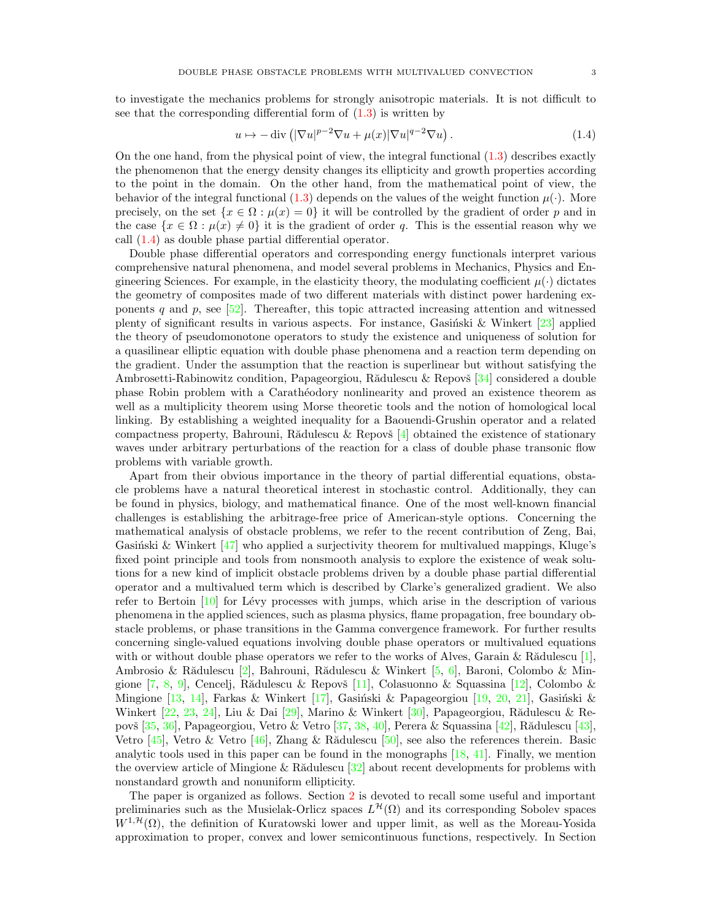to investigate the mechanics problems for strongly anisotropic materials. It is not difficult to see that the corresponding differential form of (1.3) is written by

$$u \mapsto -\operatorname{div}\left(|\nabla u|^{p-2}\nabla u + \mu(x)|\nabla u|^{q-2}\nabla u\right). \tag{1.4}$$

On the one hand, from the physical point of view, the integral functional (1.3) describes exactly the phenomenon that the energy density changes its ellipticity and growth properties according to the point in the domain. On the other hand, from the mathematical point of view, the behavior of the integral functional (1.3) depends on the values of the weight function $\mu(\cdot)$. More precisely, on the set $\{x \in \Omega : \mu(x) = 0\}$ it will be controlled by the gradient of order $p$ and in the case $\{x \in \Omega : \mu(x) \neq 0\}$ it is the gradient of order $q$. This is the essential reason why we call (1.4) as double phase partial differential operator.

Double phase differential operators and corresponding energy functionals interpret various comprehensive natural phenomena, and model several problems in Mechanics, Physics and Engineering Sciences. For example, in the elasticity theory, the modulating coefficient $\mu(\cdot)$ dictates the geometry of composites made of two different materials with distinct power hardening exponents $q$ and $p$, see [52]. Thereafter, this topic attracted increasing attention and witnessed plenty of significant results in various aspects. For instance, Gasiński & Winkert [23] applied the theory of pseudomonotone operators to study the existence and uniqueness of solution for a quasilinear elliptic equation with double phase phenomena and a reaction term depending on the gradient. Under the assumption that the reaction is superlinear but without satisfying the Ambrosetti-Rabinowitz condition, Papageorgiou, Rădulescu & Repovš [34] considered a double phase Robin problem with a Carathéodory nonlinearity and proved an existence theorem as well as a multiplicity theorem using Morse theoretic tools and the notion of homological local linking. By establishing a weighted inequality for a Baouendi-Grushin operator and a related compactness property, Bahrouni, Rădulescu & Repovš [4] obtained the existence of stationary waves under arbitrary perturbations of the reaction for a class of double phase transonic flow problems with variable growth.

Apart from their obvious importance in the theory of partial differential equations, obstacle problems have a natural theoretical interest in stochastic control. Additionally, they can be found in physics, biology, and mathematical finance. One of the most well-known financial challenges is establishing the arbitrage-free price of American-style options. Concerning the mathematical analysis of obstacle problems, we refer to the recent contribution of Zeng, Bai, Gasiński & Winkert [47] who applied a surjectivity theorem for multivalued mappings, Kluge's fixed point principle and tools from nonsmooth analysis to explore the existence of weak solutions for a new kind of implicit obstacle problems driven by a double phase partial differential operator and a multivalued term which is described by Clarke's generalized gradient. We also refer to Bertoin [10] for Lévy processes with jumps, which arise in the description of various phenomena in the applied sciences, such as plasma physics, flame propagation, free boundary obstacle problems, or phase transitions in the Gamma convergence framework. For further results concerning single-valued equations involving double phase operators or multivalued equations with or without double phase operators we refer to the works of Alves, Garain & Rădulescu [1], Ambrosio & Rădulescu [2], Bahrouni, Rădulescu & Winkert [5, 6], Baroni, Colombo & Mingione [7, 8, 9], Cencelj, Rădulescu & Repovš [11], Colasuonno & Squassina [12], Colombo & Mingione [13, 14], Farkas & Winkert [17], Gasiński & Papageorgiou [19, 20, 21], Gasiński & Winkert [22, 23, 24], Liu & Dai [29], Marino & Winkert [30], Papageorgiou, Rădulescu & Repovš [35, 36], Papageorgiou, Vetro & Vetro [37, 38, 40], Perera & Squassina [42], Rădulescu [43], Vetro [45], Vetro & Vetro [46], Zhang & Rădulescu [50], see also the references therein. Basic analytic tools used in this paper can be found in the monographs [18, 41]. Finally, we mention the overview article of Mingione & Rădulescu [32] about recent developments for problems with nonstandard growth and nonuniform ellipticity.

The paper is organized as follows. Section 2 is devoted to recall some useful and important preliminaries such as the Musielak-Orlicz spaces $L^{\mathcal{H}}(\Omega)$ and its corresponding Sobolev spaces $W^{1,\mathcal{H}}(\Omega)$, the definition of Kuratowski lower and upper limit, as well as the Moreau-Yosida approximation to proper, convex and lower semicontinuous functions, respectively. In Section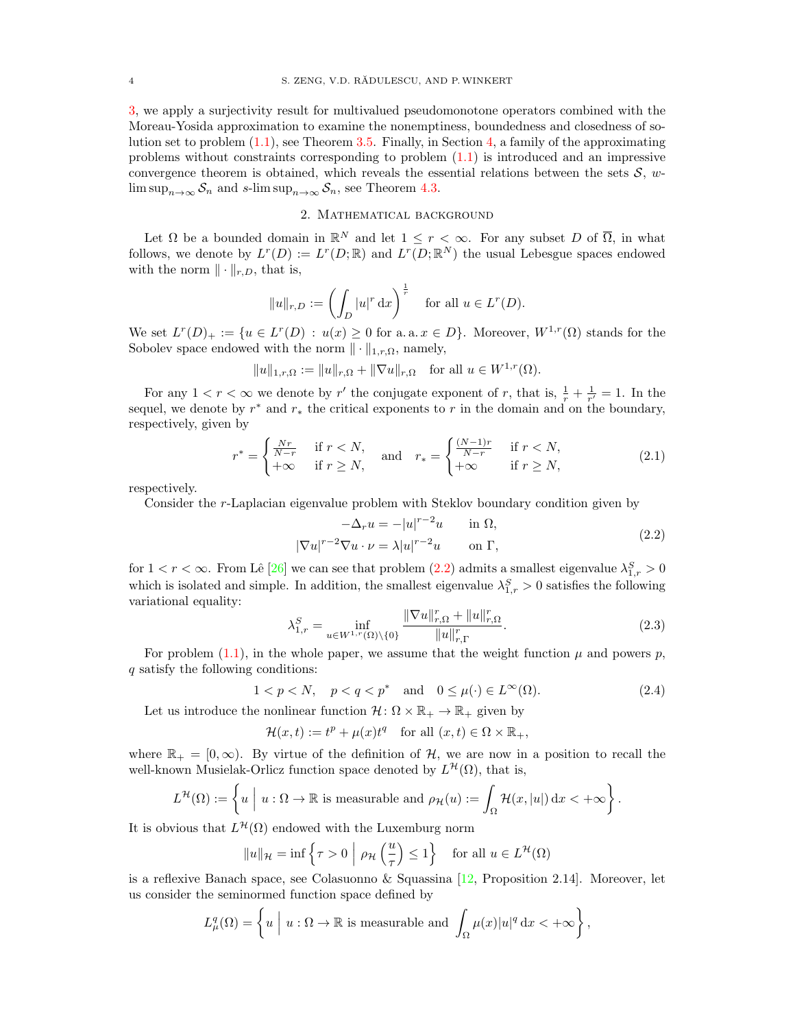3, we apply a surjectivity result for multivalued pseudomonotone operators combined with the Moreau-Yosida approximation to examine the nonemptiness, boundedness and closedness of solution set to problem (1.1), see Theorem 3.5. Finally, in Section 4, a family of the approximating problems without constraints corresponding to problem (1.1) is introduced and an impressive convergence theorem is obtained, which reveals the essential relations between the sets $\mathcal{S}$, $w$-$\limsup_{n\to\infty}\mathcal{S}_n$ and $s$-$\limsup_{n\to\infty}\mathcal{S}_n$, see Theorem 4.3.

## 2. Mathematical background

Let $\Omega$ be a bounded domain in $\mathbb{R}^N$ and let $1 \leq r < \infty$. For any subset $D$ of $\overline{\Omega}$, in what follows, we denote by $L^r(D) := L^r(D;\mathbb{R})$ and $L^r(D;\mathbb{R}^N)$ the usual Lebesgue spaces endowed with the norm $\|\cdot\|_{r,D}$, that is,

$$\|u\|_{r,D} := \left(\int_D |u|^r \,\mathrm{d}x\right)^{\frac{1}{r}} \quad \text{for all } u \in L^r(D).$$

We set $L^r(D)_+ := \{u \in L^r(D) : u(x) \geq 0 \text{ for a.a. } x \in D\}$. Moreover, $W^{1,r}(\Omega)$ stands for the Sobolev space endowed with the norm $\|\cdot\|_{1,r,\Omega}$, namely,

$$\|u\|_{1,r,\Omega} := \|u\|_{r,\Omega} + \|\nabla u\|_{r,\Omega} \quad \text{for all } u \in W^{1,r}(\Omega).$$

For any $1 < r < \infty$ we denote by $r'$ the conjugate exponent of $r$, that is, $\frac{1}{r} + \frac{1}{r'} = 1$. In the sequel, we denote by $r^*$ and $r_*$ the critical exponents to $r$ in the domain and on the boundary, respectively, given by

$$r^* = \begin{cases} \frac{Nr}{N-r} & \text{if } r < N, \\ +\infty & \text{if } r \geq N, \end{cases} \quad \text{and} \quad r_* = \begin{cases} \frac{(N-1)r}{N-r} & \text{if } r < N, \\ +\infty & \text{if } r \geq N, \end{cases} \tag{2.1}$$

respectively.

Consider the $r$-Laplacian eigenvalue problem with Steklov boundary condition given by

$$\begin{aligned} -\Delta_r u &= -|u|^{r-2}u \qquad \text{in } \Omega, \\ |\nabla u|^{r-2}\nabla u \cdot \nu &= \lambda |u|^{r-2}u \qquad \text{on } \Gamma, \end{aligned} \tag{2.2}$$

for $1 < r < \infty$. From Lê [26] we can see that problem (2.2) admits a smallest eigenvalue $\lambda_{1,r}^S > 0$ which is isolated and simple. In addition, the smallest eigenvalue $\lambda_{1,r}^S > 0$ satisfies the following variational equality:

$$\lambda_{1,r}^S = \inf_{u \in W^{1,r}(\Omega)\setminus\{0\}} \frac{\|\nabla u\|_{r,\Omega}^r + \|u\|_{r,\Omega}^r}{\|u\|_{r,\Gamma}^r}. \tag{2.3}$$

For problem (1.1), in the whole paper, we assume that the weight function $\mu$ and powers $p$, $q$ satisfy the following conditions:

$$1 < p < N, \quad p < q < p^* \quad \text{and} \quad 0 \leq \mu(\cdot) \in L^\infty(\Omega). \tag{2.4}$$

Let us introduce the nonlinear function $\mathcal{H}\colon \Omega \times \mathbb{R}_+ \to \mathbb{R}_+$ given by

$$\mathcal{H}(x,t) := t^p + \mu(x)t^q \quad \text{for all } (x,t) \in \Omega \times \mathbb{R}_+,$$

where $\mathbb{R}_+ = [0,\infty)$. By virtue of the definition of $\mathcal{H}$, we are now in a position to recall the well-known Musielak-Orlicz function space denoted by $L^{\mathcal{H}}(\Omega)$, that is,

$$L^{\mathcal{H}}(\Omega) := \left\{ u \;\middle|\; u : \Omega \to \mathbb{R} \text{ is measurable and } \rho_{\mathcal{H}}(u) := \int_\Omega \mathcal{H}(x,|u|)\,\mathrm{d}x < +\infty \right\}.$$

It is obvious that $L^{\mathcal{H}}(\Omega)$ endowed with the Luxemburg norm

$$\|u\|_{\mathcal{H}} = \inf\left\{ \tau > 0 \;\middle|\; \rho_{\mathcal{H}}\left(\frac{u}{\tau}\right) \leq 1 \right\} \quad \text{for all } u \in L^{\mathcal{H}}(\Omega)$$

is a reflexive Banach space, see Colasuonno & Squassina [12, Proposition 2.14]. Moreover, let us consider the seminormed function space defined by

$$L^q_\mu(\Omega) = \left\{ u \;\middle|\; u : \Omega \to \mathbb{R} \text{ is measurable and } \int_\Omega \mu(x)|u|^q \,\mathrm{d}x < +\infty \right\},$$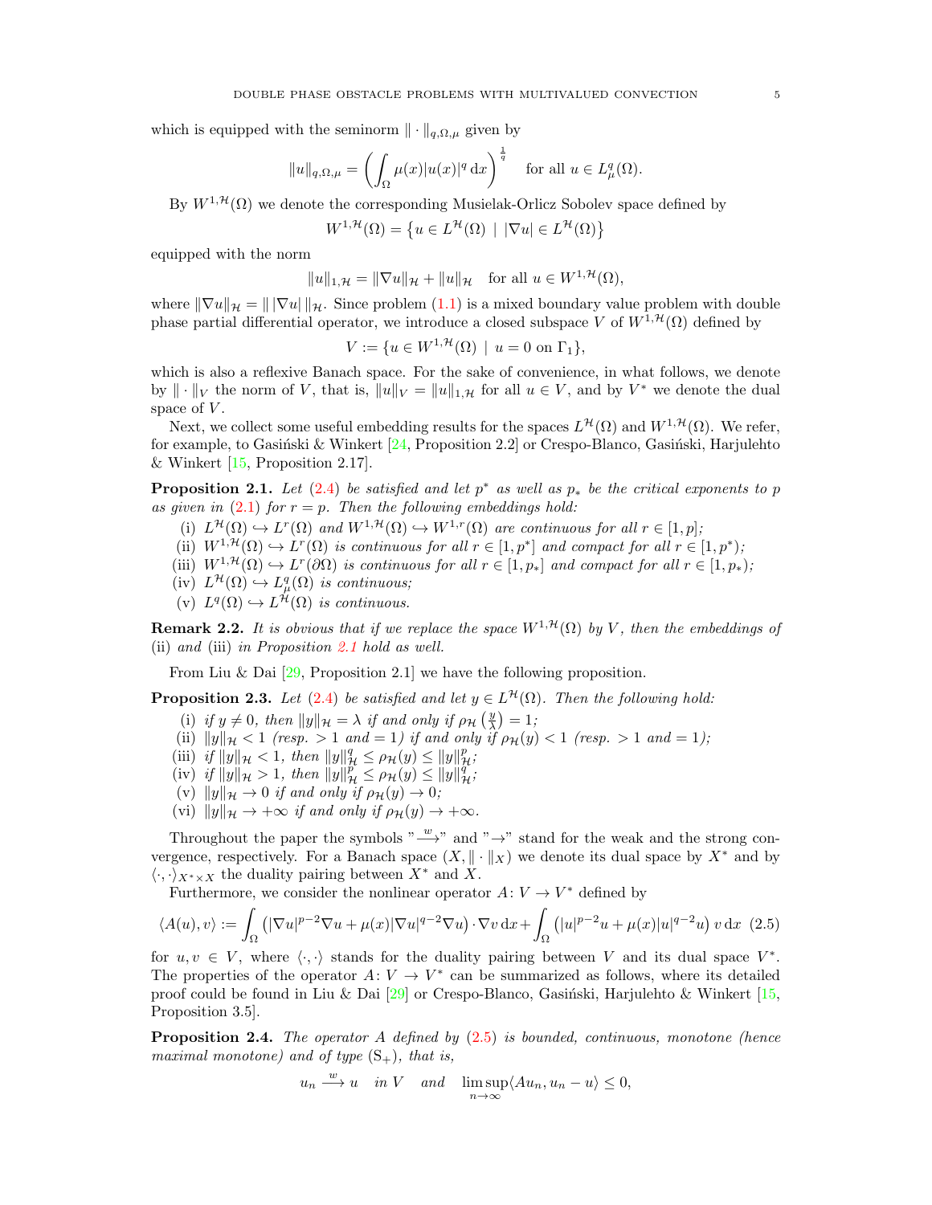which is equipped with the seminorm $\|\cdot\|_{q,\Omega,\mu}$ given by

$$\|u\|_{q,\Omega,\mu} = \left( \int_\Omega \mu(x)|u(x)|^q \,\mathrm{d}x \right)^{\frac{1}{q}} \quad \text{for all } u \in L^q_\mu(\Omega).$$

By $W^{1,\mathcal{H}}(\Omega)$ we denote the corresponding Musielak-Orlicz Sobolev space defined by

$$W^{1,\mathcal{H}}(\Omega) = \left\{ u \in L^{\mathcal{H}}(\Omega) \;\middle|\; |\nabla u| \in L^{\mathcal{H}}(\Omega) \right\}$$

equipped with the norm

$$\|u\|_{1,\mathcal{H}} = \|\nabla u\|_{\mathcal{H}} + \|u\|_{\mathcal{H}} \quad \text{for all } u \in W^{1,\mathcal{H}}(\Omega),$$

where $\|\nabla u\|_{\mathcal{H}} = \|\,|\nabla u|\,\|_{\mathcal{H}}$. Since problem (1.1) is a mixed boundary value problem with double phase partial differential operator, we introduce a closed subspace $V$ of $W^{1,\mathcal{H}}(\Omega)$ defined by

$$V := \{ u \in W^{1,\mathcal{H}}(\Omega) \;|\; u = 0 \text{ on } \Gamma_1 \},$$

which is also a reflexive Banach space. For the sake of convenience, in what follows, we denote by $\|\cdot\|_V$ the norm of $V$, that is, $\|u\|_V = \|u\|_{1,\mathcal{H}}$ for all $u \in V$, and by $V^*$ we denote the dual space of $V$.

Next, we collect some useful embedding results for the spaces $L^{\mathcal{H}}(\Omega)$ and $W^{1,\mathcal{H}}(\Omega)$. We refer, for example, to Gasiński & Winkert [24, Proposition 2.2] or Crespo-Blanco, Gasiński, Harjulehto & Winkert [15, Proposition 2.17].

**Proposition 2.1.** *Let (2.4) be satisfied and let $p^*$ as well as $p_*$ be the critical exponents to $p$ as given in (2.1) for $r = p$. Then the following embeddings hold:*

- (i) *$L^{\mathcal{H}}(\Omega) \hookrightarrow L^r(\Omega)$ and $W^{1,\mathcal{H}}(\Omega) \hookrightarrow W^{1,r}(\Omega)$ are continuous for all $r \in [1,p]$;*
- (ii) *$W^{1,\mathcal{H}}(\Omega) \hookrightarrow L^r(\Omega)$ is continuous for all $r \in [1,p^*]$ and compact for all $r \in [1,p^*)$;*
- (iii) *$W^{1,\mathcal{H}}(\Omega) \hookrightarrow L^r(\partial\Omega)$ is continuous for all $r \in [1,p_*]$ and compact for all $r \in [1,p_*)$;*
- (iv) *$L^{\mathcal{H}}(\Omega) \hookrightarrow L^q_\mu(\Omega)$ is continuous;*
- (v) *$L^q(\Omega) \hookrightarrow L^{\mathcal{H}}(\Omega)$ is continuous.*

**Remark 2.2.** *It is obvious that if we replace the space $W^{1,\mathcal{H}}(\Omega)$ by $V$, then the embeddings of* (ii) *and* (iii) *in Proposition 2.1 hold as well.*

From Liu & Dai [29, Proposition 2.1] we have the following proposition.

**Proposition 2.3.** *Let (2.4) be satisfied and let $y \in L^{\mathcal{H}}(\Omega)$. Then the following hold:*

- (i) *if $y \neq 0$, then $\|y\|_{\mathcal{H}} = \lambda$ if and only if $\rho_{\mathcal{H}}\left(\frac{y}{\lambda}\right) = 1$;*
- (ii) *$\|y\|_{\mathcal{H}} < 1$ (resp. $> 1$ and $= 1$) if and only if $\rho_{\mathcal{H}}(y) < 1$ (resp. $> 1$ and $= 1$);*
- (iii) *if $\|y\|_{\mathcal{H}} < 1$, then $\|y\|^q_{\mathcal{H}} \leq \rho_{\mathcal{H}}(y) \leq \|y\|^p_{\mathcal{H}}$;*
- (iv) *if $\|y\|_{\mathcal{H}} > 1$, then $\|y\|^p_{\mathcal{H}} \leq \rho_{\mathcal{H}}(y) \leq \|y\|^q_{\mathcal{H}}$;*
- (v) *$\|y\|_{\mathcal{H}} \to 0$ if and only if $\rho_{\mathcal{H}}(y) \to 0$;*
- (vi) *$\|y\|_{\mathcal{H}} \to +\infty$ if and only if $\rho_{\mathcal{H}}(y) \to +\infty$.*

Throughout the paper the symbols "$\xrightarrow{w}$" and "$\to$" stand for the weak and the strong convergence, respectively. For a Banach space $(X, \|\cdot\|_X)$ we denote its dual space by $X^*$ and by $\langle\cdot,\cdot\rangle_{X^*\times X}$ the duality pairing between $X^*$ and $X$.

Furthermore, we consider the nonlinear operator $A\colon V \to V^*$ defined by

$$\langle A(u), v\rangle := \int_\Omega \left( |\nabla u|^{p-2}\nabla u + \mu(x)|\nabla u|^{q-2}\nabla u \right)\cdot\nabla v \,\mathrm{d}x + \int_\Omega \left( |u|^{p-2}u + \mu(x)|u|^{q-2}u \right) v \,\mathrm{d}x \quad (2.5)$$

for $u, v \in V$, where $\langle\cdot,\cdot\rangle$ stands for the duality pairing between $V$ and its dual space $V^*$. The properties of the operator $A\colon V \to V^*$ can be summarized as follows, where its detailed proof could be found in Liu & Dai [29] or Crespo-Blanco, Gasiński, Harjulehto & Winkert [15, Proposition 3.5].

**Proposition 2.4.** *The operator $A$ defined by (2.5) is bounded, continuous, monotone (hence maximal monotone) and of type $(\mathrm{S}_+)$, that is,*

$$u_n \xrightarrow{w} u \quad \text{in } V \quad \text{and} \quad \limsup_{n\to\infty} \langle Au_n, u_n - u\rangle \leq 0,$$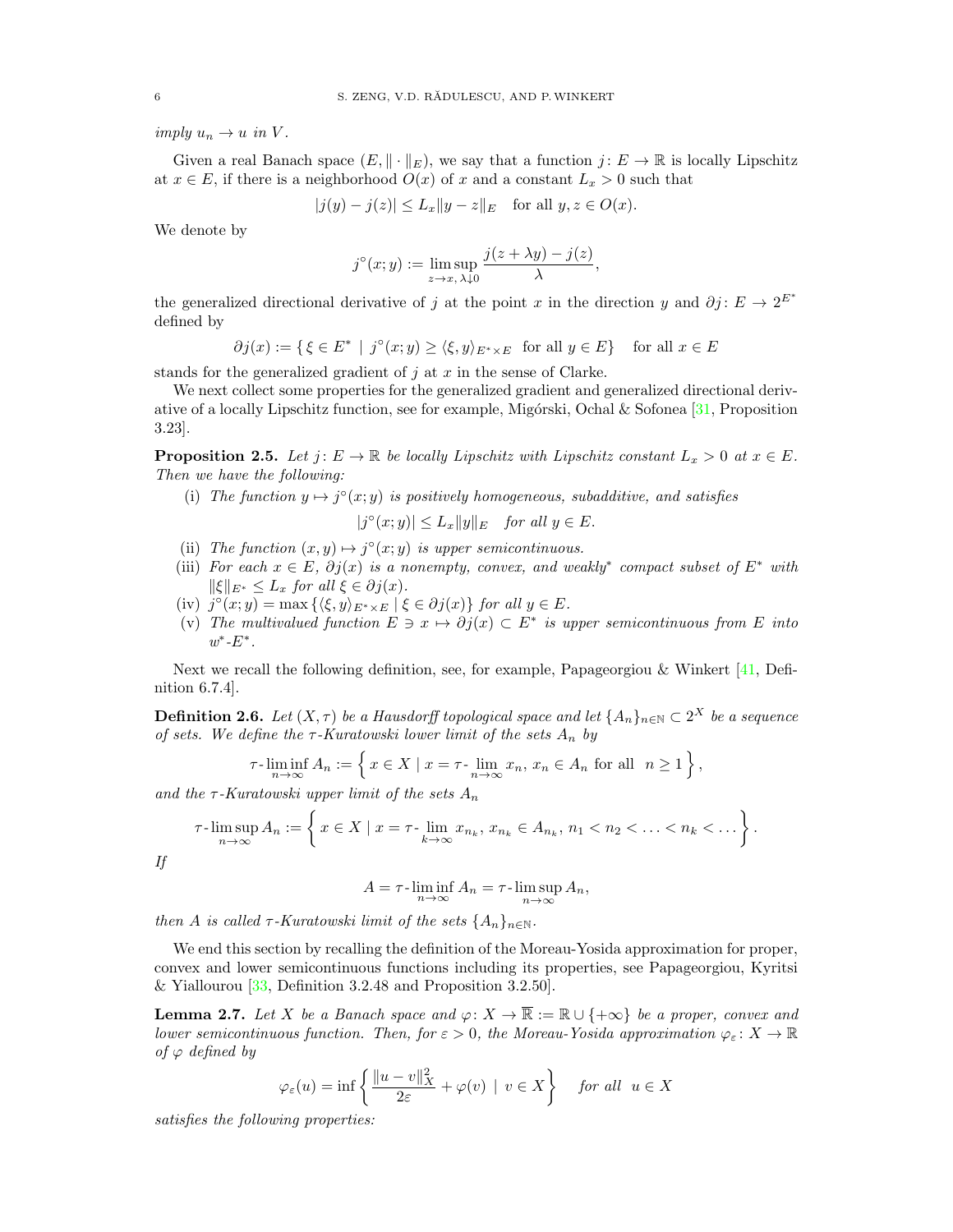*imply $u_n \to u$ in $V$.*

Given a real Banach space $(E, \|\cdot\|_E)$, we say that a function $j\colon E \to \mathbb{R}$ is locally Lipschitz at $x \in E$, if there is a neighborhood $O(x)$ of $x$ and a constant $L_x > 0$ such that

$$|j(y) - j(z)| \le L_x \|y - z\|_E \quad \text{for all } y, z \in O(x).$$

We denote by

$$j^\circ(x; y) := \limsup_{z \to x,\, \lambda \downarrow 0} \frac{j(z + \lambda y) - j(z)}{\lambda},$$

the generalized directional derivative of $j$ at the point $x$ in the direction $y$ and $\partial j\colon E \to 2^{E^*}$ defined by

$$\partial j(x) := \{\, \xi \in E^* \mid j^\circ(x; y) \ge \langle \xi, y\rangle_{E^* \times E} \ \text{ for all } y \in E\} \quad \text{for all } x \in E$$

stands for the generalized gradient of $j$ at $x$ in the sense of Clarke.

We next collect some properties for the generalized gradient and generalized directional derivative of a locally Lipschitz function, see for example, Migórski, Ochal & Sofonea [31, Proposition 3.23].

**Proposition 2.5.** *Let $j\colon E \to \mathbb{R}$ be locally Lipschitz with Lipschitz constant $L_x > 0$ at $x \in E$. Then we have the following:*

(i) *The function $y \mapsto j^\circ(x; y)$ is positively homogeneous, subadditive, and satisfies*

$$|j^\circ(x; y)| \le L_x \|y\|_E \quad \text{for all } y \in E.$$

(ii) *The function $(x, y) \mapsto j^\circ(x; y)$ is upper semicontinuous.*

(iii) *For each $x \in E$, $\partial j(x)$ is a nonempty, convex, and weakly$^*$ compact subset of $E^*$ with $\|\xi\|_{E^*} \le L_x$ for all $\xi \in \partial j(x)$.*

(iv) *$j^\circ(x; y) = \max\{\langle \xi, y\rangle_{E^* \times E} \mid \xi \in \partial j(x)\}$ for all $y \in E$.*

(v) *The multivalued function $E \ni x \mapsto \partial j(x) \subset E^*$ is upper semicontinuous from $E$ into $w^*$-$E^*$.*

Next we recall the following definition, see, for example, Papageorgiou & Winkert [41, Definition 6.7.4].

**Definition 2.6.** *Let $(X, \tau)$ be a Hausdorff topological space and let $\{A_n\}_{n \in \mathbb{N}} \subset 2^X$ be a sequence of sets. We define the $\tau$-Kuratowski lower limit of the sets $A_n$ by*

$$\tau\text{-}\liminf_{n \to \infty} A_n := \left\{\, x \in X \mid x = \tau\text{-}\lim_{n \to \infty} x_n,\ x_n \in A_n \text{ for all } \ n \ge 1 \,\right\},$$

*and the $\tau$-Kuratowski upper limit of the sets $A_n$*

$$\tau\text{-}\limsup_{n \to \infty} A_n := \left\{\, x \in X \mid x = \tau\text{-}\lim_{k \to \infty} x_{n_k},\ x_{n_k} \in A_{n_k},\ n_1 < n_2 < \ldots < n_k < \ldots \right\}.$$

*If*

$$A = \tau\text{-}\liminf_{n \to \infty} A_n = \tau\text{-}\limsup_{n \to \infty} A_n,$$

*then $A$ is called $\tau$-Kuratowski limit of the sets $\{A_n\}_{n \in \mathbb{N}}$.*

We end this section by recalling the definition of the Moreau-Yosida approximation for proper, convex and lower semicontinuous functions including its properties, see Papageorgiou, Kyritsi & Yiallourou [33, Definition 3.2.48 and Proposition 3.2.50].

**Lemma 2.7.** *Let $X$ be a Banach space and $\varphi\colon X \to \overline{\mathbb{R}} := \mathbb{R} \cup \{+\infty\}$ be a proper, convex and lower semicontinuous function. Then, for $\varepsilon > 0$, the Moreau-Yosida approximation $\varphi_\varepsilon\colon X \to \mathbb{R}$ of $\varphi$ defined by*

$$\varphi_\varepsilon(u) = \inf\left\{ \frac{\|u - v\|_X^2}{2\varepsilon} + \varphi(v) \ \Big|\ v \in X \right\} \quad \text{for all } \ u \in X$$

*satisfies the following properties:*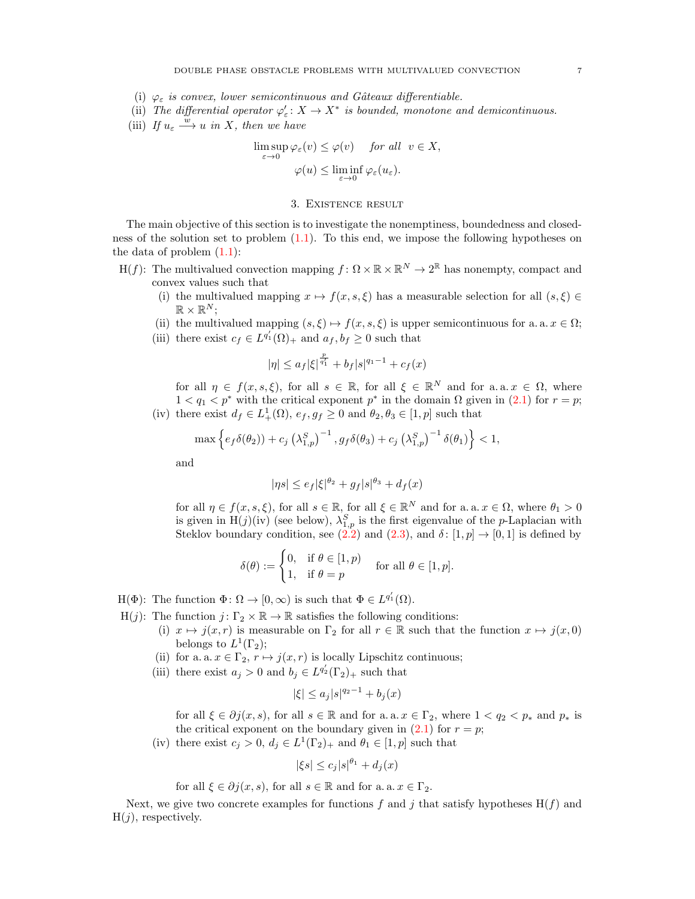(i) $\varphi_\varepsilon$ *is convex, lower semicontinuous and Gâteaux differentiable.*

(ii) *The differential operator* $\varphi'_\varepsilon\colon X \to X^*$ *is bounded, monotone and demicontinuous.*

(iii) *If* $u_\varepsilon \xrightarrow{w} u$ *in* $X$*, then we have*

$$\limsup_{\varepsilon\to 0} \varphi_\varepsilon(v) \le \varphi(v) \quad \textit{for all } v \in X,$$
$$\varphi(u) \le \liminf_{\varepsilon\to 0} \varphi_\varepsilon(u_\varepsilon).$$

## 3. Existence result

The main objective of this section is to investigate the nonemptiness, boundedness and closedness of the solution set to problem (1.1). To this end, we impose the following hypotheses on the data of problem (1.1):

H($f$): The multivalued convection mapping $f\colon \Omega\times\mathbb{R}\times\mathbb{R}^N \to 2^{\mathbb{R}}$ has nonempty, compact and convex values such that

(i) the multivalued mapping $x \mapsto f(x,s,\xi)$ has a measurable selection for all $(s,\xi) \in \mathbb{R}\times\mathbb{R}^N$;

(ii) the multivalued mapping $(s,\xi)\mapsto f(x,s,\xi)$ is upper semicontinuous for a. a. $x\in\Omega$;

(iii) there exist $c_f \in L^{q_1'}(\Omega)_+$ and $a_f, b_f \ge 0$ such that

$$|\eta| \le a_f|\xi|^{\frac{p}{q_1'}} + b_f|s|^{q_1-1} + c_f(x)$$

for all $\eta\in f(x,s,\xi)$, for all $s\in\mathbb{R}$, for all $\xi\in\mathbb{R}^N$ and for a. a. $x\in\Omega$, where $1<q_1<p^*$ with the critical exponent $p^*$ in the domain $\Omega$ given in (2.1) for $r=p$;

(iv) there exist $d_f\in L^1_+(\Omega)$, $e_f, g_f\ge 0$ and $\theta_2,\theta_3\in[1,p]$ such that

$$\max\left\{ e_f\delta(\theta_2)) + c_j\left(\lambda_{1,p}^S\right)^{-1}, g_f\delta(\theta_3) + c_j\left(\lambda_{1,p}^S\right)^{-1}\delta(\theta_1)\right\} < 1,$$

and

$$|\eta s| \le e_f|\xi|^{\theta_2} + g_f|s|^{\theta_3} + d_f(x)$$

for all $\eta\in f(x,s,\xi)$, for all $s\in\mathbb{R}$, for all $\xi\in\mathbb{R}^N$ and for a. a. $x\in\Omega$, where $\theta_1>0$ is given in H($j$)(iv) (see below), $\lambda^S_{1,p}$ is the first eigenvalue of the $p$-Laplacian with Steklov boundary condition, see (2.2) and (2.3), and $\delta\colon[1,p]\to[0,1]$ is defined by

$$\delta(\theta) := \begin{cases} 0, & \text{if } \theta\in[1,p) \\ 1, & \text{if } \theta = p \end{cases} \quad \text{for all } \theta\in[1,p].$$

H($\Phi$): The function $\Phi\colon\Omega\to[0,\infty)$ is such that $\Phi\in L^{q_1'}(\Omega)$.

H($j$): The function $j\colon\Gamma_2\times\mathbb{R}\to\mathbb{R}$ satisfies the following conditions:

(i) $x\mapsto j(x,r)$ is measurable on $\Gamma_2$ for all $r\in\mathbb{R}$ such that the function $x\mapsto j(x,0)$ belongs to $L^1(\Gamma_2)$;

(ii) for a. a. $x\in\Gamma_2$, $r\mapsto j(x,r)$ is locally Lipschitz continuous;

(iii) there exist $a_j>0$ and $b_j\in L^{q_2'}(\Gamma_2)_+$ such that

$$|\xi| \le a_j|s|^{q_2-1} + b_j(x)$$

for all $\xi\in\partial j(x,s)$, for all $s\in\mathbb{R}$ and for a. a. $x\in\Gamma_2$, where $1<q_2<p_*$ and $p_*$ is the critical exponent on the boundary given in (2.1) for $r=p$;

(iv) there exist $c_j>0$, $d_j\in L^1(\Gamma_2)_+$ and $\theta_1\in[1,p]$ such that

$$|\xi s| \le c_j|s|^{\theta_1} + d_j(x)$$

for all $\xi\in\partial j(x,s)$, for all $s\in\mathbb{R}$ and for a. a. $x\in\Gamma_2$.

Next, we give two concrete examples for functions $f$ and $j$ that satisfy hypotheses H($f$) and H($j$), respectively.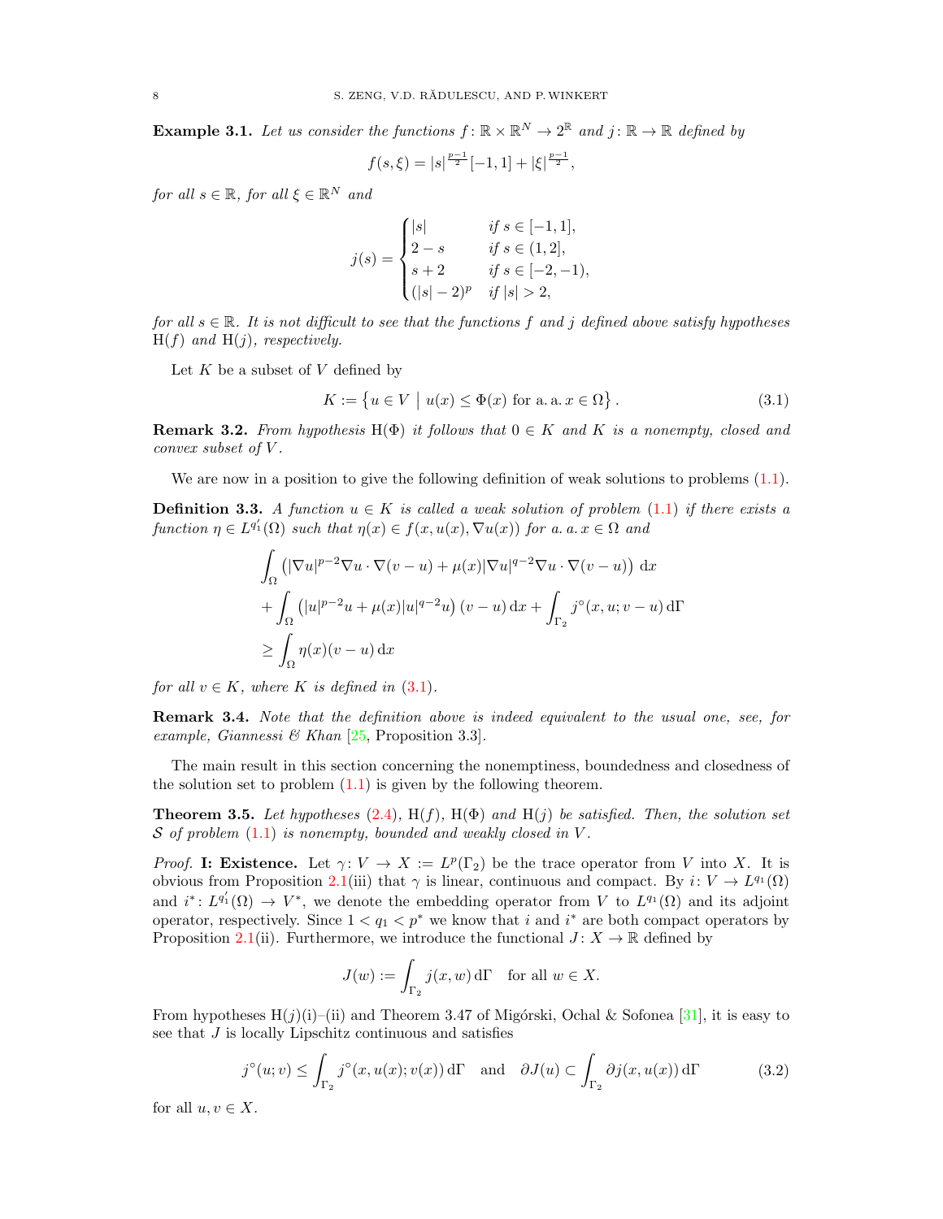**Example 3.1.** *Let us consider the functions $f\colon \mathbb{R}\times\mathbb{R}^N \to 2^{\mathbb{R}}$ and $j\colon \mathbb{R}\to\mathbb{R}$ defined by*

$$f(s,\xi) = |s|^{\frac{p-1}{2}}[-1,1] + |\xi|^{\frac{p-1}{2}},$$

*for all $s\in\mathbb{R}$, for all $\xi\in\mathbb{R}^N$ and*

$$j(s) = \begin{cases} |s| & \text{if } s\in[-1,1],\\ 2-s & \text{if } s\in(1,2],\\ s+2 & \text{if } s\in[-2,-1),\\ (|s|-2)^p & \text{if } |s|>2, \end{cases}$$

*for all $s\in\mathbb{R}$. It is not difficult to see that the functions $f$ and $j$ defined above satisfy hypotheses* H$(f)$ *and* H$(j)$*, respectively.*

Let $K$ be a subset of $V$ defined by

$$K := \left\{ u\in V \;\middle|\; u(x)\leq \Phi(x) \text{ for a. a. } x\in\Omega\right\}. \tag{3.1}$$

**Remark 3.2.** *From hypothesis* H$(\Phi)$ *it follows that $0\in K$ and $K$ is a nonempty, closed and convex subset of $V$.*

We are now in a position to give the following definition of weak solutions to problems (1.1).

**Definition 3.3.** *A function $u\in K$ is called a weak solution of problem (1.1) if there exists a function $\eta\in L^{q_1'}(\Omega)$ such that $\eta(x)\in f(x,u(x),\nabla u(x))$ for a. a. $x\in\Omega$ and*

$$\begin{aligned} &\int_\Omega \left(|\nabla u|^{p-2}\nabla u\cdot\nabla(v-u) + \mu(x)|\nabla u|^{q-2}\nabla u\cdot\nabla(v-u)\right)\,\mathrm{d}x\\ &+\int_\Omega \left(|u|^{p-2}u + \mu(x)|u|^{q-2}u\right)(v-u)\,\mathrm{d}x + \int_{\Gamma_2} j^\circ(x,u;v-u)\,\mathrm{d}\Gamma\\ &\geq \int_\Omega \eta(x)(v-u)\,\mathrm{d}x \end{aligned}$$

*for all $v\in K$, where $K$ is defined in (3.1).*

**Remark 3.4.** *Note that the definition above is indeed equivalent to the usual one, see, for example, Giannessi & Khan [25, Proposition 3.3].*

The main result in this section concerning the nonemptiness, boundedness and closedness of the solution set to problem (1.1) is given by the following theorem.

**Theorem 3.5.** *Let hypotheses (2.4),* H$(f)$*,* H$(\Phi)$ *and* H$(j)$ *be satisfied. Then, the solution set $\mathcal{S}$ of problem (1.1) is nonempty, bounded and weakly closed in $V$.*

*Proof.* **I: Existence.** Let $\gamma\colon V\to X := L^p(\Gamma_2)$ be the trace operator from $V$ into $X$. It is obvious from Proposition 2.1(iii) that $\gamma$ is linear, continuous and compact. By $i\colon V\to L^{q_1}(\Omega)$ and $i^*\colon L^{q_1'}(\Omega)\to V^*$, we denote the embedding operator from $V$ to $L^{q_1}(\Omega)$ and its adjoint operator, respectively. Since $1<q_1<p^*$ we know that $i$ and $i^*$ are both compact operators by Proposition 2.1(ii). Furthermore, we introduce the functional $J\colon X\to\mathbb{R}$ defined by

$$J(w) := \int_{\Gamma_2} j(x,w)\,\mathrm{d}\Gamma \quad \text{for all } w\in X.$$

From hypotheses H$(j)$(i)–(ii) and Theorem 3.47 of Migórski, Ochal & Sofonea [31], it is easy to see that $J$ is locally Lipschitz continuous and satisfies

$$j^\circ(u;v)\leq \int_{\Gamma_2} j^\circ(x,u(x);v(x))\,\mathrm{d}\Gamma \quad \text{and} \quad \partial J(u)\subset \int_{\Gamma_2}\partial j(x,u(x))\,\mathrm{d}\Gamma \tag{3.2}$$

for all $u,v\in X$.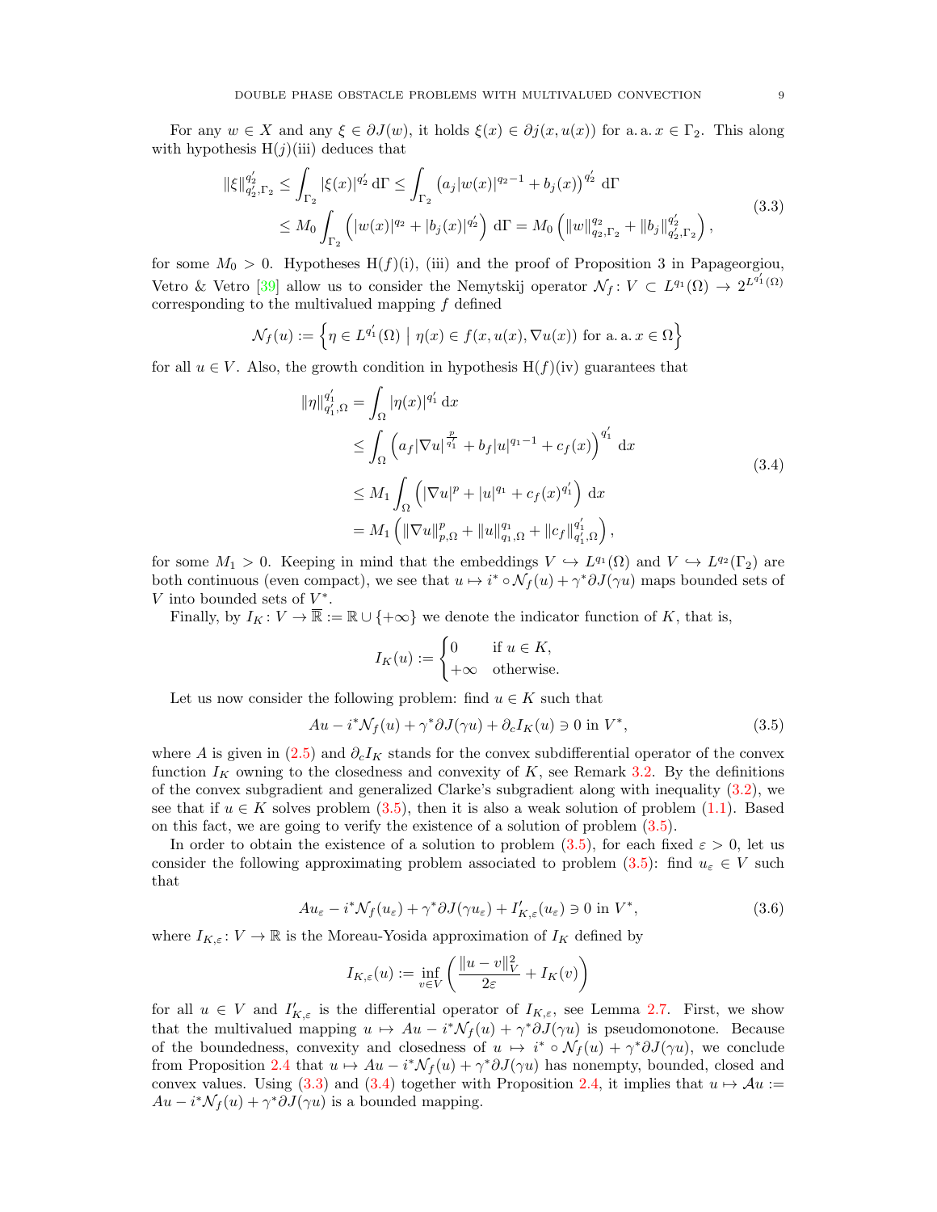For any $w \in X$ and any $\xi \in \partial J(w)$, it holds $\xi(x) \in \partial j(x, u(x))$ for a. a. $x \in \Gamma_2$. This along with hypothesis H($j$)(iii) deduces that

$$
\begin{aligned}
\|\xi\|_{q_2',\Gamma_2}^{q_2'} &\leq \int_{\Gamma_2} |\xi(x)|^{q_2'}\,\mathrm{d}\Gamma \leq \int_{\Gamma_2} \left(a_j|w(x)|^{q_2-1} + b_j(x)\right)^{q_2'}\,\mathrm{d}\Gamma \\
&\leq M_0 \int_{\Gamma_2} \left(|w(x)|^{q_2} + |b_j(x)|^{q_2'}\right)\,\mathrm{d}\Gamma = M_0\left(\|w\|_{q_2,\Gamma_2}^{q_2} + \|b_j\|_{q_2',\Gamma_2}^{q_2'}\right),
\end{aligned}
\tag{3.3}
$$

for some $M_0 > 0$. Hypotheses H($f$)(i), (iii) and the proof of Proposition 3 in Papageorgiou, Vetro & Vetro [39] allow us to consider the Nemytskij operator $\mathcal{N}_f \colon V \subset L^{q_1}(\Omega) \to 2^{L^{q_1'}(\Omega)}$ corresponding to the multivalued mapping $f$ defined

$$
\mathcal{N}_f(u) := \left\{\eta \in L^{q_1'}(\Omega) \;\middle|\; \eta(x) \in f(x, u(x), \nabla u(x)) \text{ for a. a. } x \in \Omega\right\}
$$

for all $u \in V$. Also, the growth condition in hypothesis H($f$)(iv) guarantees that

$$
\begin{aligned}
\|\eta\|_{q_1',\Omega}^{q_1'} &= \int_\Omega |\eta(x)|^{q_1'}\,\mathrm{d}x \\
&\leq \int_\Omega \left(a_f|\nabla u|^{\frac{p}{q_1'}} + b_f|u|^{q_1-1} + c_f(x)\right)^{q_1'}\,\mathrm{d}x \\
&\leq M_1 \int_\Omega \left(|\nabla u|^p + |u|^{q_1} + c_f(x)^{q_1'}\right)\,\mathrm{d}x \\
&= M_1\left(\|\nabla u\|_{p,\Omega}^p + \|u\|_{q_1,\Omega}^{q_1} + \|c_f\|_{q_1',\Omega}^{q_1'}\right),
\end{aligned}
\tag{3.4}
$$

for some $M_1 > 0$. Keeping in mind that the embeddings $V \hookrightarrow L^{q_1}(\Omega)$ and $V \hookrightarrow L^{q_2}(\Gamma_2)$ are both continuous (even compact), we see that $u \mapsto i^* \circ \mathcal{N}_f(u) + \gamma^*\partial J(\gamma u)$ maps bounded sets of $V$ into bounded sets of $V^*$.

Finally, by $I_K \colon V \to \overline{\mathbb{R}} := \mathbb{R} \cup \{+\infty\}$ we denote the indicator function of $K$, that is,

$$
I_K(u) := \begin{cases} 0 & \text{if } u \in K, \\ +\infty & \text{otherwise.} \end{cases}
$$

Let us now consider the following problem: find $u \in K$ such that

$$
Au - i^*\mathcal{N}_f(u) + \gamma^*\partial J(\gamma u) + \partial_c I_K(u) \ni 0 \text{ in } V^*,
\tag{3.5}
$$

where $A$ is given in (2.5) and $\partial_c I_K$ stands for the convex subdifferential operator of the convex function $I_K$ owning to the closedness and convexity of $K$, see Remark 3.2. By the definitions of the convex subgradient and generalized Clarke's subgradient along with inequality (3.2), we see that if $u \in K$ solves problem (3.5), then it is also a weak solution of problem (1.1). Based on this fact, we are going to verify the existence of a solution of problem (3.5).

In order to obtain the existence of a solution to problem (3.5), for each fixed $\varepsilon > 0$, let us consider the following approximating problem associated to problem (3.5): find $u_\varepsilon \in V$ such that

$$
Au_\varepsilon - i^*\mathcal{N}_f(u_\varepsilon) + \gamma^*\partial J(\gamma u_\varepsilon) + I'_{K,\varepsilon}(u_\varepsilon) \ni 0 \text{ in } V^*,
\tag{3.6}
$$

where $I_{K,\varepsilon} \colon V \to \mathbb{R}$ is the Moreau-Yosida approximation of $I_K$ defined by

$$
I_{K,\varepsilon}(u) := \inf_{v \in V}\left(\frac{\|u - v\|_V^2}{2\varepsilon} + I_K(v)\right)
$$

for all $u \in V$ and $I'_{K,\varepsilon}$ is the differential operator of $I_{K,\varepsilon}$, see Lemma 2.7. First, we show that the multivalued mapping $u \mapsto Au - i^*\mathcal{N}_f(u) + \gamma^*\partial J(\gamma u)$ is pseudomonotone. Because of the boundedness, convexity and closedness of $u \mapsto i^* \circ \mathcal{N}_f(u) + \gamma^*\partial J(\gamma u)$, we conclude from Proposition 2.4 that $u \mapsto Au - i^*\mathcal{N}_f(u) + \gamma^*\partial J(\gamma u)$ has nonempty, bounded, closed and convex values. Using (3.3) and (3.4) together with Proposition 2.4, it implies that $u \mapsto \mathcal{A}u := Au - i^*\mathcal{N}_f(u) + \gamma^*\partial J(\gamma u)$ is a bounded mapping.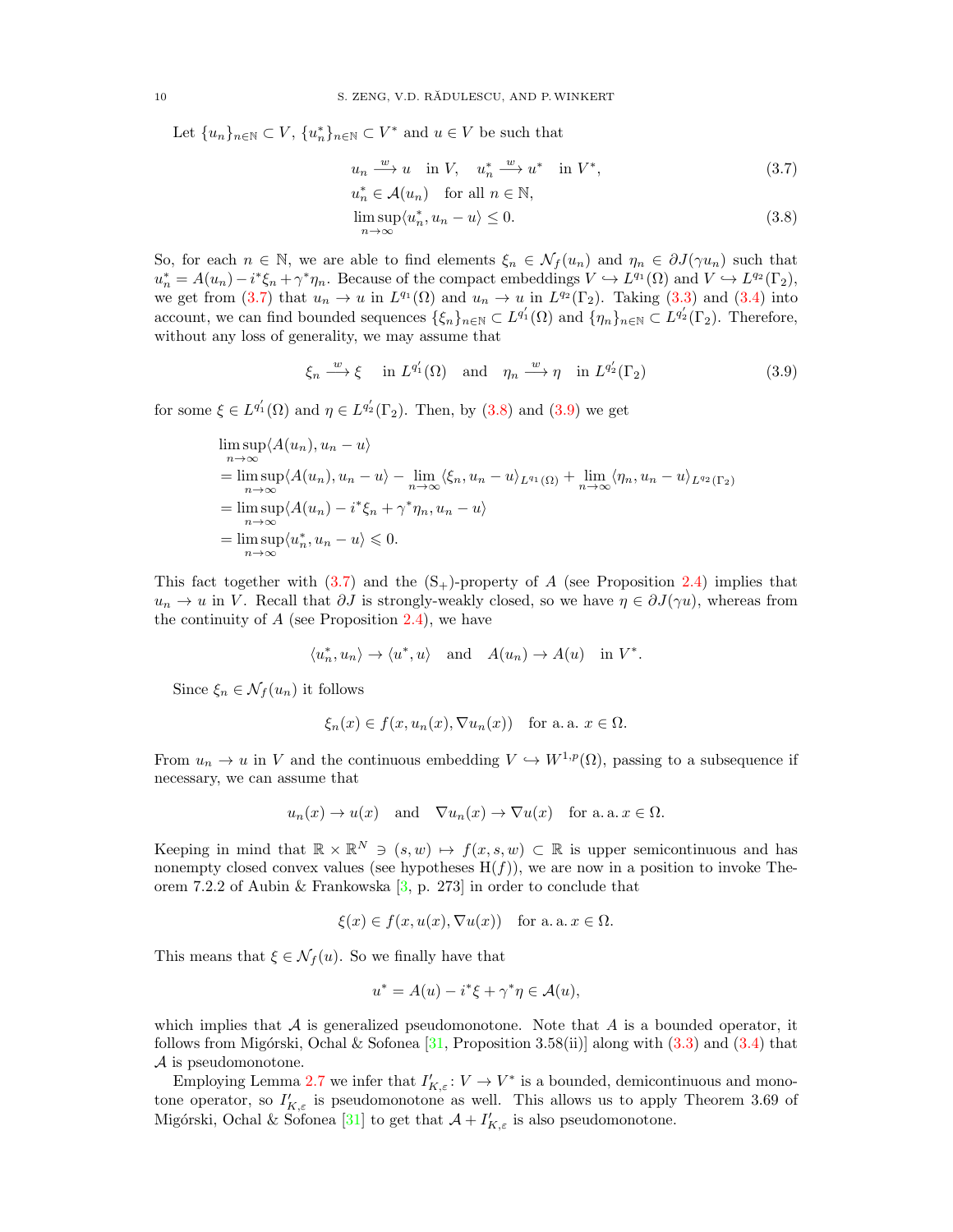Let $\{u_n\}_{n\in\mathbb{N}} \subset V$, $\{u_n^*\}_{n\in\mathbb{N}} \subset V^*$ and $u \in V$ be such that

$$
\begin{aligned}
& u_n \xrightarrow{w} u \quad \text{in } V, \quad u_n^* \xrightarrow{w} u^* \quad \text{in } V^*, && (3.7)\\
& u_n^* \in \mathcal{A}(u_n) \quad \text{for all } n \in \mathbb{N}, && \\
& \limsup_{n\to\infty} \langle u_n^*, u_n - u\rangle \le 0. && (3.8)
\end{aligned}
$$

So, for each $n \in \mathbb{N}$, we are able to find elements $\xi_n \in \mathcal{N}_f(u_n)$ and $\eta_n \in \partial J(\gamma u_n)$ such that $u_n^* = A(u_n) - i^*\xi_n + \gamma^*\eta_n$. Because of the compact embeddings $V \hookrightarrow L^{q_1}(\Omega)$ and $V \hookrightarrow L^{q_2}(\Gamma_2)$, we get from (3.7) that $u_n \to u$ in $L^{q_1}(\Omega)$ and $u_n \to u$ in $L^{q_2}(\Gamma_2)$. Taking (3.3) and (3.4) into account, we can find bounded sequences $\{\xi_n\}_{n\in\mathbb{N}} \subset L^{q_1'}(\Omega)$ and $\{\eta_n\}_{n\in\mathbb{N}} \subset L^{q_2'}(\Gamma_2)$. Therefore, without any loss of generality, we may assume that

$$
\xi_n \xrightarrow{w} \xi \quad \text{in } L^{q_1'}(\Omega) \quad \text{and} \quad \eta_n \xrightarrow{w} \eta \quad \text{in } L^{q_2'}(\Gamma_2) \tag{3.9}
$$

for some $\xi \in L^{q_1'}(\Omega)$ and $\eta \in L^{q_2'}(\Gamma_2)$. Then, by (3.8) and (3.9) we get

$$
\begin{aligned}
&\limsup_{n\to\infty} \langle A(u_n), u_n - u\rangle \\
&= \limsup_{n\to\infty} \langle A(u_n), u_n - u\rangle - \lim_{n\to\infty} \langle \xi_n, u_n - u\rangle_{L^{q_1}(\Omega)} + \lim_{n\to\infty} \langle \eta_n, u_n - u\rangle_{L^{q_2}(\Gamma_2)} \\
&= \limsup_{n\to\infty} \langle A(u_n) - i^*\xi_n + \gamma^*\eta_n, u_n - u\rangle \\
&= \limsup_{n\to\infty} \langle u_n^*, u_n - u\rangle \leqslant 0.
\end{aligned}
$$

This fact together with (3.7) and the $(\mathrm{S}_+)$-property of $A$ (see Proposition 2.4) implies that $u_n \to u$ in $V$. Recall that $\partial J$ is strongly-weakly closed, so we have $\eta \in \partial J(\gamma u)$, whereas from the continuity of $A$ (see Proposition 2.4), we have

$$
\langle u_n^*, u_n\rangle \to \langle u^*, u\rangle \quad \text{and} \quad A(u_n) \to A(u) \quad \text{in } V^*.
$$

Since $\xi_n \in \mathcal{N}_f(u_n)$ it follows

$$
\xi_n(x) \in f(x, u_n(x), \nabla u_n(x)) \quad \text{for a. a. } x \in \Omega.
$$

From $u_n \to u$ in $V$ and the continuous embedding $V \hookrightarrow W^{1,p}(\Omega)$, passing to a subsequence if necessary, we can assume that

$$
u_n(x) \to u(x) \quad \text{and} \quad \nabla u_n(x) \to \nabla u(x) \quad \text{for a. a. } x \in \Omega.
$$

Keeping in mind that $\mathbb{R} \times \mathbb{R}^N \ni (s, w) \mapsto f(x, s, w) \subset \mathbb{R}$ is upper semicontinuous and has nonempty closed convex values (see hypotheses $\mathrm{H}(f)$), we are now in a position to invoke Theorem 7.2.2 of Aubin & Frankowska [3, p. 273] in order to conclude that

$$
\xi(x) \in f(x, u(x), \nabla u(x)) \quad \text{for a. a. } x \in \Omega.
$$

This means that $\xi \in \mathcal{N}_f(u)$. So we finally have that

$$
u^* = A(u) - i^*\xi + \gamma^*\eta \in \mathcal{A}(u),
$$

which implies that $\mathcal{A}$ is generalized pseudomonotone. Note that $A$ is a bounded operator, it follows from Migórski, Ochal & Sofonea [31, Proposition 3.58(ii)] along with (3.3) and (3.4) that $\mathcal{A}$ is pseudomonotone.

Employing Lemma 2.7 we infer that $I_{K,\varepsilon}' \colon V \to V^*$ is a bounded, demicontinuous and monotone operator, so $I_{K,\varepsilon}'$ is pseudomonotone as well. This allows us to apply Theorem 3.69 of Migórski, Ochal & Sofonea [31] to get that $\mathcal{A} + I_{K,\varepsilon}'$ is also pseudomonotone.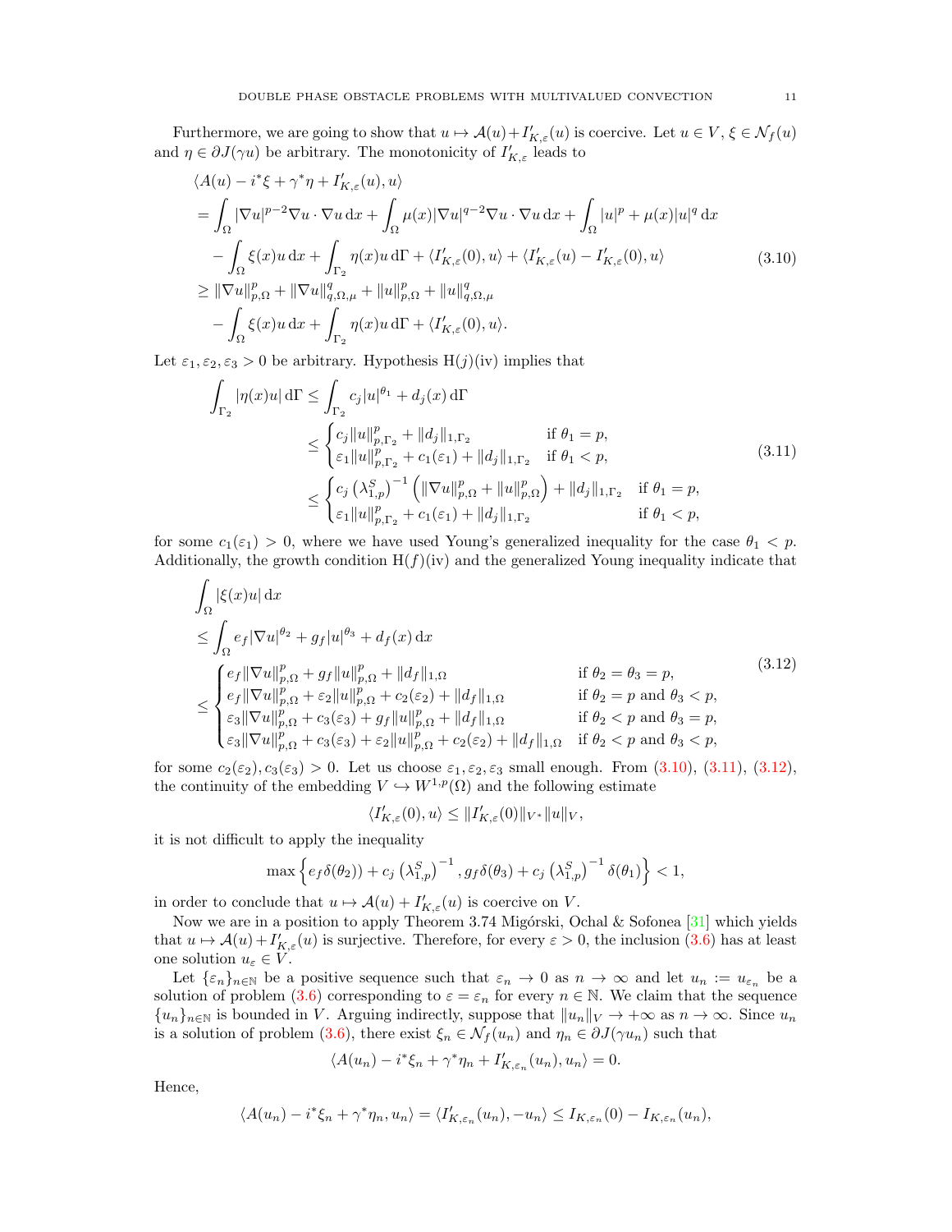Furthermore, we are going to show that $u \mapsto \mathcal{A}(u) + I'_{K,\varepsilon}(u)$ is coercive. Let $u \in V$, $\xi \in \mathcal{N}_f(u)$ and $\eta \in \partial J(\gamma u)$ be arbitrary. The monotonicity of $I'_{K,\varepsilon}$ leads to

$$
\begin{aligned}
&\langle A(u) - i^*\xi + \gamma^*\eta + I'_{K,\varepsilon}(u), u\rangle \\
&= \int_\Omega |\nabla u|^{p-2}\nabla u \cdot \nabla u \,\mathrm{d}x + \int_\Omega \mu(x)|\nabla u|^{q-2}\nabla u \cdot \nabla u \,\mathrm{d}x + \int_\Omega |u|^p + \mu(x)|u|^q \,\mathrm{d}x \\
&\quad - \int_\Omega \xi(x) u \,\mathrm{d}x + \int_{\Gamma_2} \eta(x) u \,\mathrm{d}\Gamma + \langle I'_{K,\varepsilon}(0), u\rangle + \langle I'_{K,\varepsilon}(u) - I'_{K,\varepsilon}(0), u\rangle \\
&\geq \|\nabla u\|^p_{p,\Omega} + \|\nabla u\|^q_{q,\Omega,\mu} + \|u\|^p_{p,\Omega} + \|u\|^q_{q,\Omega,\mu} \\
&\quad - \int_\Omega \xi(x) u \,\mathrm{d}x + \int_{\Gamma_2} \eta(x) u \,\mathrm{d}\Gamma + \langle I'_{K,\varepsilon}(0), u\rangle.
\end{aligned}
\tag{3.10}
$$

Let $\varepsilon_1, \varepsilon_2, \varepsilon_3 > 0$ be arbitrary. Hypothesis H($j$)(iv) implies that

$$
\begin{aligned}
\int_{\Gamma_2} |\eta(x) u| \,\mathrm{d}\Gamma &\leq \int_{\Gamma_2} c_j |u|^{\theta_1} + d_j(x) \,\mathrm{d}\Gamma \\
&\leq \begin{cases} c_j \|u\|^p_{p,\Gamma_2} + \|d_j\|_{1,\Gamma_2} & \text{if } \theta_1 = p, \\ \varepsilon_1 \|u\|^p_{p,\Gamma_2} + c_1(\varepsilon_1) + \|d_j\|_{1,\Gamma_2} & \text{if } \theta_1 < p, \end{cases} \\
&\leq \begin{cases} c_j \left(\lambda^S_{1,p}\right)^{-1} \left(\|\nabla u\|^p_{p,\Omega} + \|u\|^p_{p,\Omega}\right) + \|d_j\|_{1,\Gamma_2} & \text{if } \theta_1 = p, \\ \varepsilon_1 \|u\|^p_{p,\Gamma_2} + c_1(\varepsilon_1) + \|d_j\|_{1,\Gamma_2} & \text{if } \theta_1 < p, \end{cases}
\end{aligned}
\tag{3.11}
$$

for some $c_1(\varepsilon_1) > 0$, where we have used Young's generalized inequality for the case $\theta_1 < p$. Additionally, the growth condition H($f$)(iv) and the generalized Young inequality indicate that

$$
\begin{aligned}
&\int_\Omega |\xi(x) u| \,\mathrm{d}x \\
&\leq \int_\Omega e_f |\nabla u|^{\theta_2} + g_f |u|^{\theta_3} + d_f(x) \,\mathrm{d}x \\
&\leq \begin{cases} e_f \|\nabla u\|^p_{p,\Omega} + g_f \|u\|^p_{p,\Omega} + \|d_f\|_{1,\Omega} & \text{if } \theta_2 = \theta_3 = p, \\ e_f \|\nabla u\|^p_{p,\Omega} + \varepsilon_2 \|u\|^p_{p,\Omega} + c_2(\varepsilon_2) + \|d_f\|_{1,\Omega} & \text{if } \theta_2 = p \text{ and } \theta_3 < p, \\ \varepsilon_3 \|\nabla u\|^p_{p,\Omega} + c_3(\varepsilon_3) + g_f \|u\|^p_{p,\Omega} + \|d_f\|_{1,\Omega} & \text{if } \theta_2 < p \text{ and } \theta_3 = p, \\ \varepsilon_3 \|\nabla u\|^p_{p,\Omega} + c_3(\varepsilon_3) + \varepsilon_2 \|u\|^p_{p,\Omega} + c_2(\varepsilon_2) + \|d_f\|_{1,\Omega} & \text{if } \theta_2 < p \text{ and } \theta_3 < p, \end{cases}
\end{aligned}
\tag{3.12}
$$

for some $c_2(\varepsilon_2), c_3(\varepsilon_3) > 0$. Let us choose $\varepsilon_1, \varepsilon_2, \varepsilon_3$ small enough. From (3.10), (3.11), (3.12), the continuity of the embedding $V \hookrightarrow W^{1,p}(\Omega)$ and the following estimate

$$
\langle I'_{K,\varepsilon}(0), u\rangle \leq \|I'_{K,\varepsilon}(0)\|_{V^*} \|u\|_V,
$$

it is not difficult to apply the inequality

$$
\max\left\{ e_f \delta(\theta_2)) + c_j \left(\lambda^S_{1,p}\right)^{-1}, g_f \delta(\theta_3) + c_j \left(\lambda^S_{1,p}\right)^{-1} \delta(\theta_1) \right\} < 1,
$$

in order to conclude that $u \mapsto \mathcal{A}(u) + I'_{K,\varepsilon}(u)$ is coercive on $V$.

Now we are in a position to apply Theorem 3.74 Migórski, Ochal & Sofonea [31] which yields that $u \mapsto \mathcal{A}(u) + I'_{K,\varepsilon}(u)$ is surjective. Therefore, for every $\varepsilon > 0$, the inclusion (3.6) has at least one solution $u_\varepsilon \in V$.

Let $\{\varepsilon_n\}_{n\in\mathbb{N}}$ be a positive sequence such that $\varepsilon_n \to 0$ as $n \to \infty$ and let $u_n := u_{\varepsilon_n}$ be a solution of problem (3.6) corresponding to $\varepsilon = \varepsilon_n$ for every $n \in \mathbb{N}$. We claim that the sequence $\{u_n\}_{n\in\mathbb{N}}$ is bounded in $V$. Arguing indirectly, suppose that $\|u_n\|_V \to +\infty$ as $n \to \infty$. Since $u_n$ is a solution of problem (3.6), there exist $\xi_n \in \mathcal{N}_f(u_n)$ and $\eta_n \in \partial J(\gamma u_n)$ such that

$$
\langle A(u_n) - i^*\xi_n + \gamma^*\eta_n + I'_{K,\varepsilon_n}(u_n), u_n\rangle = 0.
$$

Hence,

$$
\langle A(u_n) - i^*\xi_n + \gamma^*\eta_n, u_n\rangle = \langle I'_{K,\varepsilon_n}(u_n), -u_n\rangle \leq I_{K,\varepsilon_n}(0) - I_{K,\varepsilon_n}(u_n),
$$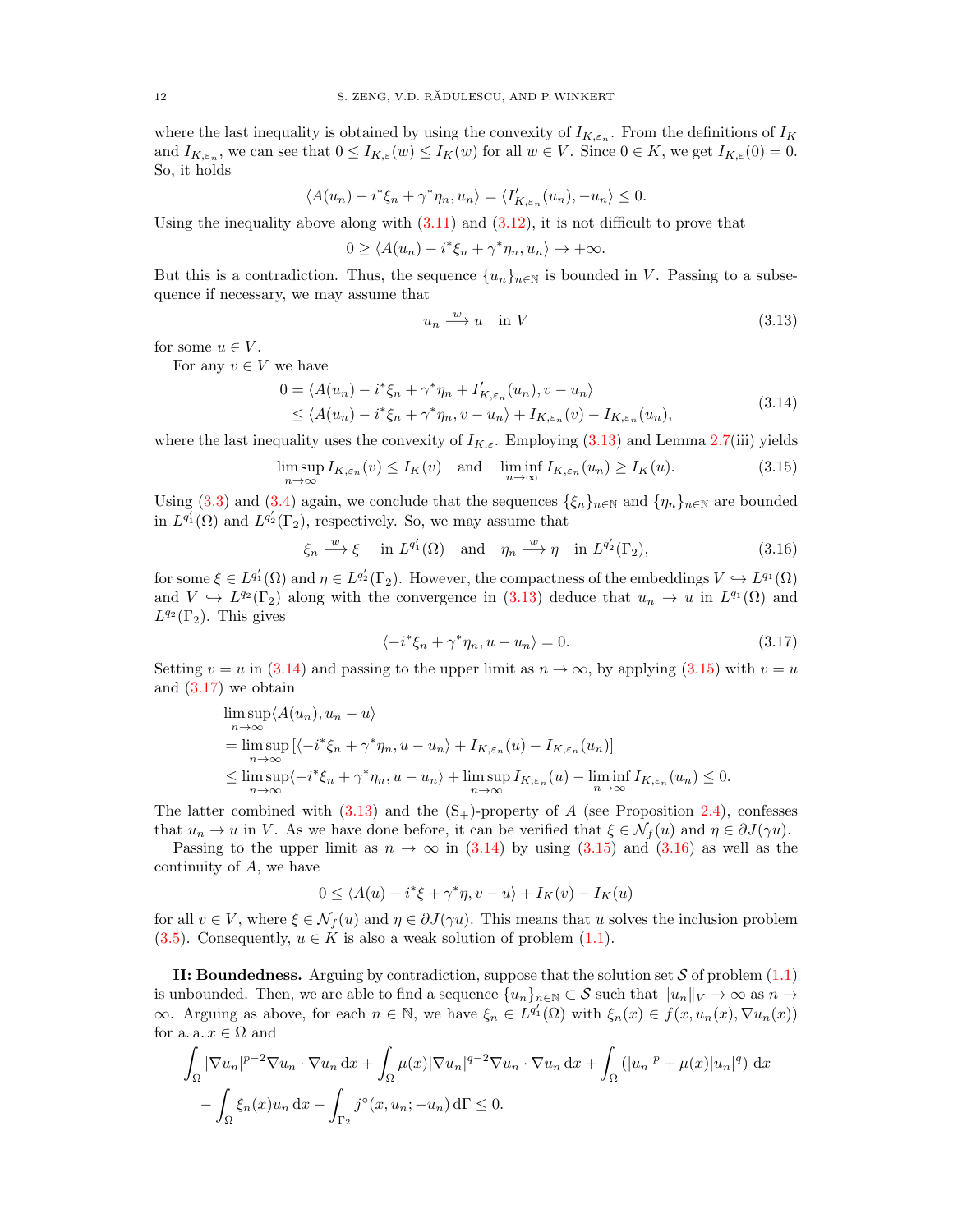where the last inequality is obtained by using the convexity of $I_{K,\varepsilon_n}$. From the definitions of $I_K$ and $I_{K,\varepsilon_n}$, we can see that $0 \le I_{K,\varepsilon}(w) \le I_K(w)$ for all $w \in V$. Since $0 \in K$, we get $I_{K,\varepsilon}(0) = 0$. So, it holds

$$\langle A(u_n) - i^*\xi_n + \gamma^*\eta_n, u_n\rangle = \langle I'_{K,\varepsilon_n}(u_n), -u_n\rangle \le 0.$$

Using the inequality above along with (3.11) and (3.12), it is not difficult to prove that

$$0 \ge \langle A(u_n) - i^*\xi_n + \gamma^*\eta_n, u_n\rangle \to +\infty.$$

But this is a contradiction. Thus, the sequence $\{u_n\}_{n\in\mathbb{N}}$ is bounded in $V$. Passing to a subsequence if necessary, we may assume that

$$u_n \xrightarrow{w} u \quad \text{in } V \tag{3.13}$$

for some $u \in V$.

For any $v \in V$ we have

$$\begin{aligned} 0 &= \langle A(u_n) - i^*\xi_n + \gamma^*\eta_n + I'_{K,\varepsilon_n}(u_n), v - u_n\rangle \\ &\le \langle A(u_n) - i^*\xi_n + \gamma^*\eta_n, v - u_n\rangle + I_{K,\varepsilon_n}(v) - I_{K,\varepsilon_n}(u_n), \end{aligned} \tag{3.14}$$

where the last inequality uses the convexity of $I_{K,\varepsilon}$. Employing (3.13) and Lemma 2.7(iii) yields

$$\limsup_{n\to\infty} I_{K,\varepsilon_n}(v) \le I_K(v) \quad \text{and} \quad \liminf_{n\to\infty} I_{K,\varepsilon_n}(u_n) \ge I_K(u). \tag{3.15}$$

Using (3.3) and (3.4) again, we conclude that the sequences $\{\xi_n\}_{n\in\mathbb{N}}$ and $\{\eta_n\}_{n\in\mathbb{N}}$ are bounded in $L^{q_1'}(\Omega)$ and $L^{q_2'}(\Gamma_2)$, respectively. So, we may assume that

$$\xi_n \xrightarrow{w} \xi \quad \text{in } L^{q_1'}(\Omega) \quad \text{and} \quad \eta_n \xrightarrow{w} \eta \quad \text{in } L^{q_2'}(\Gamma_2), \tag{3.16}$$

for some $\xi \in L^{q_1'}(\Omega)$ and $\eta \in L^{q_2'}(\Gamma_2)$. However, the compactness of the embeddings $V \hookrightarrow L^{q_1}(\Omega)$ and $V \hookrightarrow L^{q_2}(\Gamma_2)$ along with the convergence in (3.13) deduce that $u_n \to u$ in $L^{q_1}(\Omega)$ and $L^{q_2}(\Gamma_2)$. This gives

$$\langle -i^*\xi_n + \gamma^*\eta_n, u - u_n\rangle = 0. \tag{3.17}$$

Setting $v = u$ in (3.14) and passing to the upper limit as $n \to \infty$, by applying (3.15) with $v = u$ and (3.17) we obtain

$$\begin{aligned} &\limsup_{n\to\infty} \langle A(u_n), u_n - u\rangle \\ &= \limsup_{n\to\infty} \left[\langle -i^*\xi_n + \gamma^*\eta_n, u - u_n\rangle + I_{K,\varepsilon_n}(u) - I_{K,\varepsilon_n}(u_n)\right] \\ &\le \limsup_{n\to\infty} \langle -i^*\xi_n + \gamma^*\eta_n, u - u_n\rangle + \limsup_{n\to\infty} I_{K,\varepsilon_n}(u) - \liminf_{n\to\infty} I_{K,\varepsilon_n}(u_n) \le 0. \end{aligned}$$

The latter combined with (3.13) and the $(\mathrm{S}_+)$-property of $A$ (see Proposition 2.4), confesses that $u_n \to u$ in $V$. As we have done before, it can be verified that $\xi \in \mathcal{N}_f(u)$ and $\eta \in \partial J(\gamma u)$.

Passing to the upper limit as $n \to \infty$ in (3.14) by using (3.15) and (3.16) as well as the continuity of $A$, we have

$$0 \le \langle A(u) - i^*\xi + \gamma^*\eta, v - u\rangle + I_K(v) - I_K(u)$$

for all $v \in V$, where $\xi \in \mathcal{N}_f(u)$ and $\eta \in \partial J(\gamma u)$. This means that $u$ solves the inclusion problem (3.5). Consequently, $u \in K$ is also a weak solution of problem (1.1).

**II: Boundedness.** Arguing by contradiction, suppose that the solution set $\mathcal{S}$ of problem (1.1) is unbounded. Then, we are able to find a sequence $\{u_n\}_{n\in\mathbb{N}} \subset \mathcal{S}$ such that $\|u_n\|_V \to \infty$ as $n \to \infty$. Arguing as above, for each $n \in \mathbb{N}$, we have $\xi_n \in L^{q_1'}(\Omega)$ with $\xi_n(x) \in f(x, u_n(x), \nabla u_n(x))$ for a. a. $x \in \Omega$ and

$$\begin{aligned} &\int_\Omega |\nabla u_n|^{p-2}\nabla u_n \cdot \nabla u_n \,\mathrm{d}x + \int_\Omega \mu(x)|\nabla u_n|^{q-2}\nabla u_n \cdot \nabla u_n \,\mathrm{d}x + \int_\Omega \left(|u_n|^p + \mu(x)|u_n|^q\right) \mathrm{d}x \\ &- \int_\Omega \xi_n(x) u_n \,\mathrm{d}x - \int_{\Gamma_2} j^\circ(x, u_n; -u_n) \,\mathrm{d}\Gamma \le 0. \end{aligned}$$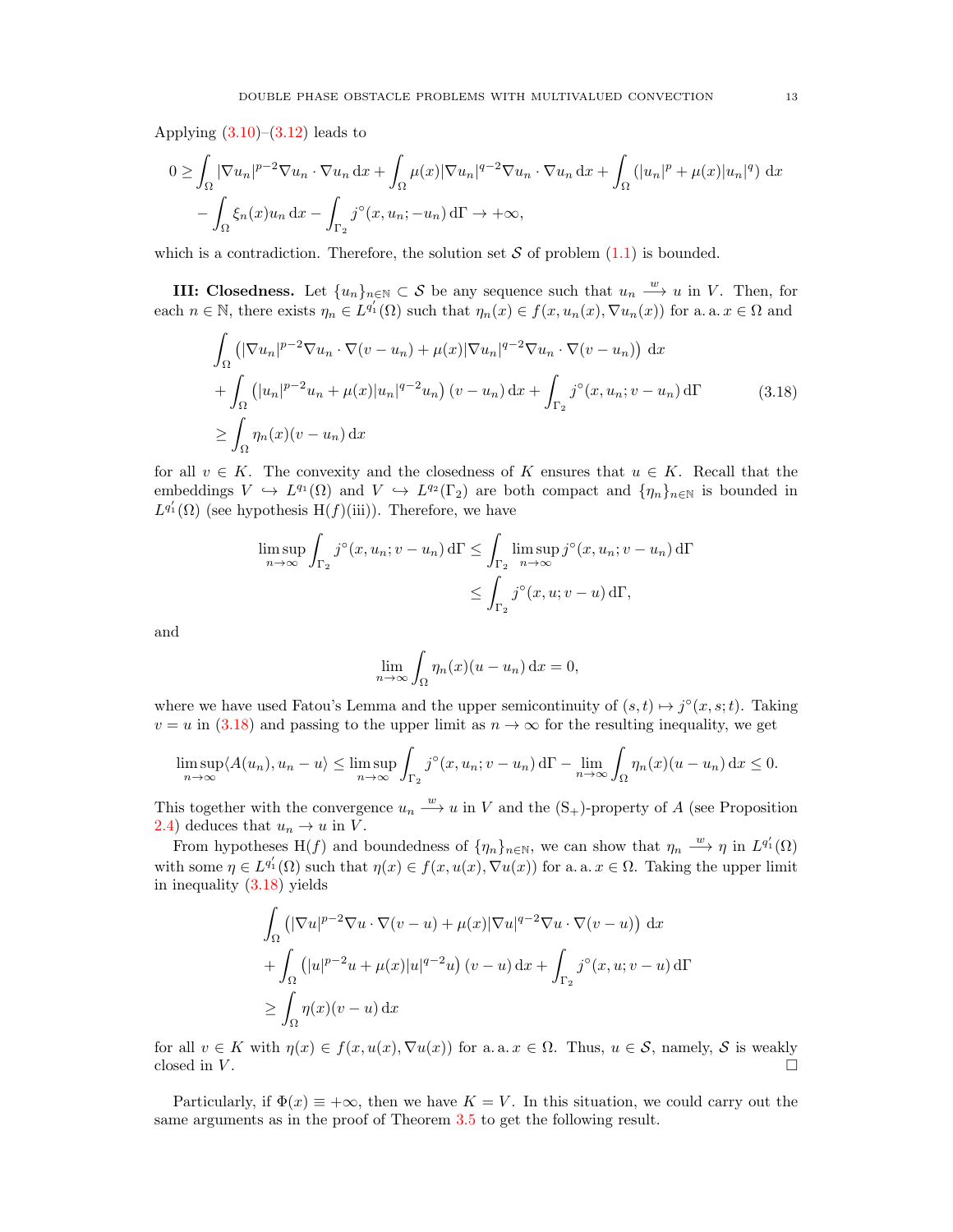Applying (3.10)–(3.12) leads to

$$
\begin{aligned}
0 \geq & \int_\Omega |\nabla u_n|^{p-2}\nabla u_n \cdot \nabla u_n \,\mathrm{d}x + \int_\Omega \mu(x)|\nabla u_n|^{q-2}\nabla u_n \cdot \nabla u_n \,\mathrm{d}x + \int_\Omega \left(|u_n|^p + \mu(x)|u_n|^q\right)\,\mathrm{d}x \\
& - \int_\Omega \xi_n(x)u_n \,\mathrm{d}x - \int_{\Gamma_2} j^\circ(x, u_n; -u_n)\,\mathrm{d}\Gamma \to +\infty,
\end{aligned}
$$

which is a contradiction. Therefore, the solution set $\mathcal{S}$ of problem (1.1) is bounded.

**III: Closedness.** Let $\{u_n\}_{n\in\mathbb{N}} \subset \mathcal{S}$ be any sequence such that $u_n \xrightarrow{w} u$ in $V$. Then, for each $n \in \mathbb{N}$, there exists $\eta_n \in L^{q_1'}(\Omega)$ such that $\eta_n(x) \in f(x, u_n(x), \nabla u_n(x))$ for a. a. $x \in \Omega$ and

$$
\begin{aligned}
& \int_\Omega \left(|\nabla u_n|^{p-2}\nabla u_n \cdot \nabla(v - u_n) + \mu(x)|\nabla u_n|^{q-2}\nabla u_n \cdot \nabla(v-u_n)\right)\,\mathrm{d}x \\
& + \int_\Omega \left(|u_n|^{p-2}u_n + \mu(x)|u_n|^{q-2}u_n\right)(v - u_n)\,\mathrm{d}x + \int_{\Gamma_2} j^\circ(x, u_n; v-u_n)\,\mathrm{d}\Gamma \\
& \geq \int_\Omega \eta_n(x)(v - u_n)\,\mathrm{d}x
\end{aligned} \tag{3.18}
$$

for all $v \in K$. The convexity and the closedness of $K$ ensures that $u \in K$. Recall that the embeddings $V \hookrightarrow L^{q_1}(\Omega)$ and $V \hookrightarrow L^{q_2}(\Gamma_2)$ are both compact and $\{\eta_n\}_{n\in\mathbb{N}}$ is bounded in $L^{q_1'}(\Omega)$ (see hypothesis H($f$)(iii)). Therefore, we have

$$
\begin{aligned}
\limsup_{n\to\infty} \int_{\Gamma_2} j^\circ(x, u_n; v - u_n)\,\mathrm{d}\Gamma &\leq \int_{\Gamma_2} \limsup_{n\to\infty} j^\circ(x, u_n; v-u_n)\,\mathrm{d}\Gamma \\
&\leq \int_{\Gamma_2} j^\circ(x, u; v-u)\,\mathrm{d}\Gamma,
\end{aligned}
$$

and

$$
\lim_{n\to\infty} \int_\Omega \eta_n(x)(u - u_n)\,\mathrm{d}x = 0,
$$

where we have used Fatou's Lemma and the upper semicontinuity of $(s,t) \mapsto j^\circ(x, s; t)$. Taking $v = u$ in (3.18) and passing to the upper limit as $n \to \infty$ for the resulting inequality, we get

$$
\limsup_{n\to\infty} \langle A(u_n), u_n - u\rangle \leq \limsup_{n\to\infty} \int_{\Gamma_2} j^\circ(x, u_n; v - u_n)\,\mathrm{d}\Gamma - \lim_{n\to\infty}\int_\Omega \eta_n(x)(u - u_n)\,\mathrm{d}x \leq 0.
$$

This together with the convergence $u_n \xrightarrow{w} u$ in $V$ and the $(\mathrm{S}_+)$-property of $A$ (see Proposition 2.4) deduces that $u_n \to u$ in $V$.

From hypotheses H($f$) and boundedness of $\{\eta_n\}_{n\in\mathbb{N}}$, we can show that $\eta_n \xrightarrow{w} \eta$ in $L^{q_1'}(\Omega)$ with some $\eta \in L^{q_1'}(\Omega)$ such that $\eta(x) \in f(x, u(x), \nabla u(x))$ for a. a. $x \in \Omega$. Taking the upper limit in inequality (3.18) yields

$$
\begin{aligned}
& \int_\Omega \left(|\nabla u|^{p-2}\nabla u \cdot \nabla(v-u) + \mu(x)|\nabla u|^{q-2}\nabla u \cdot \nabla(v-u)\right)\,\mathrm{d}x \\
& + \int_\Omega \left(|u|^{p-2}u + \mu(x)|u|^{q-2}u\right)(v-u)\,\mathrm{d}x + \int_{\Gamma_2} j^\circ(x, u; v-u)\,\mathrm{d}\Gamma \\
& \geq \int_\Omega \eta(x)(v-u)\,\mathrm{d}x
\end{aligned}
$$

for all $v \in K$ with $\eta(x) \in f(x, u(x), \nabla u(x))$ for a. a. $x \in \Omega$. Thus, $u \in \mathcal{S}$, namely, $\mathcal{S}$ is weakly closed in $V$. ☐

Particularly, if $\Phi(x) \equiv +\infty$, then we have $K = V$. In this situation, we could carry out the same arguments as in the proof of Theorem 3.5 to get the following result.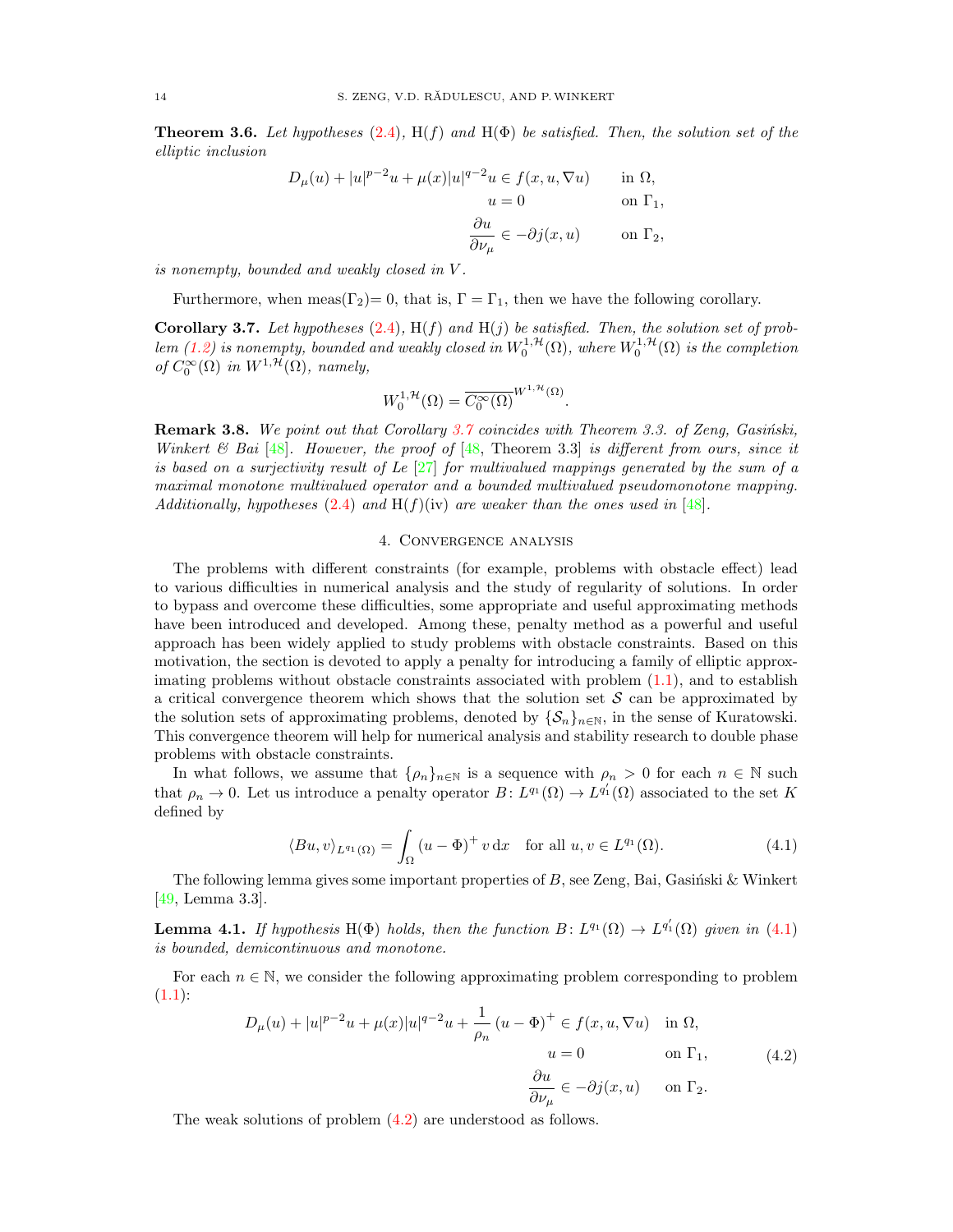**Theorem 3.6.** *Let hypotheses (2.4), H($f$) and H($\Phi$) be satisfied. Then, the solution set of the elliptic inclusion*

$$
\begin{aligned}
D_\mu(u) + |u|^{p-2}u + \mu(x)|u|^{q-2}u &\in f(x, u, \nabla u) && \text{in } \Omega,\\
u &= 0 && \text{on } \Gamma_1,\\
\frac{\partial u}{\partial \nu_\mu} &\in -\partial j(x, u) && \text{on } \Gamma_2,
\end{aligned}
$$

*is nonempty, bounded and weakly closed in $V$.*

Furthermore, when meas($\Gamma_2$)= 0, that is, $\Gamma = \Gamma_1$, then we have the following corollary.

**Corollary 3.7.** *Let hypotheses (2.4), H($f$) and H($j$) be satisfied. Then, the solution set of problem (1.2) is nonempty, bounded and weakly closed in $W_0^{1,\mathcal{H}}(\Omega)$, where $W_0^{1,\mathcal{H}}(\Omega)$ is the completion of $C_0^\infty(\Omega)$ in $W^{1,\mathcal{H}}(\Omega)$, namely,*

$$
W_0^{1,\mathcal{H}}(\Omega) = \overline{C_0^\infty(\Omega)}^{W^{1,\mathcal{H}}(\Omega)}.
$$

**Remark 3.8.** *We point out that Corollary 3.7 coincides with Theorem 3.3. of Zeng, Gasiński, Winkert & Bai [48]. However, the proof of [48, Theorem 3.3] is different from ours, since it is based on a surjectivity result of Le [27] for multivalued mappings generated by the sum of a maximal monotone multivalued operator and a bounded multivalued pseudomonotone mapping. Additionally, hypotheses (2.4) and H($f$)(iv) are weaker than the ones used in [48].*

## 4. Convergence analysis

The problems with different constraints (for example, problems with obstacle effect) lead to various difficulties in numerical analysis and the study of regularity of solutions. In order to bypass and overcome these difficulties, some appropriate and useful approximating methods have been introduced and developed. Among these, penalty method as a powerful and useful approach has been widely applied to study problems with obstacle constraints. Based on this motivation, the section is devoted to apply a penalty for introducing a family of elliptic approximating problems without obstacle constraints associated with problem (1.1), and to establish a critical convergence theorem which shows that the solution set $\mathcal{S}$ can be approximated by the solution sets of approximating problems, denoted by $\{\mathcal{S}_n\}_{n\in\mathbb{N}}$, in the sense of Kuratowski. This convergence theorem will help for numerical analysis and stability research to double phase problems with obstacle constraints.

In what follows, we assume that $\{\rho_n\}_{n\in\mathbb{N}}$ is a sequence with $\rho_n > 0$ for each $n \in \mathbb{N}$ such that $\rho_n \to 0$. Let us introduce a penalty operator $B\colon L^{q_1}(\Omega) \to L^{q_1'}(\Omega)$ associated to the set $K$ defined by

$$
\langle Bu, v\rangle_{L^{q_1}(\Omega)} = \int_\Omega (u-\Phi)^+ v \,\mathrm{d}x \quad \text{for all } u, v \in L^{q_1}(\Omega). \tag{4.1}
$$

The following lemma gives some important properties of $B$, see Zeng, Bai, Gasiński & Winkert [49, Lemma 3.3].

**Lemma 4.1.** *If hypothesis H($\Phi$) holds, then the function $B\colon L^{q_1}(\Omega) \to L^{q_1'}(\Omega)$ given in (4.1) is bounded, demicontinuous and monotone.*

For each $n \in \mathbb{N}$, we consider the following approximating problem corresponding to problem (1.1):

$$
\begin{aligned}
D_\mu(u) + |u|^{p-2}u + \mu(x)|u|^{q-2}u + \frac{1}{\rho_n}(u-\Phi)^+ &\in f(x, u, \nabla u) && \text{in } \Omega,\\
u &= 0 && \text{on } \Gamma_1,\\
\frac{\partial u}{\partial \nu_\mu} &\in -\partial j(x, u) && \text{on } \Gamma_2.
\end{aligned} \tag{4.2}
$$

The weak solutions of problem (4.2) are understood as follows.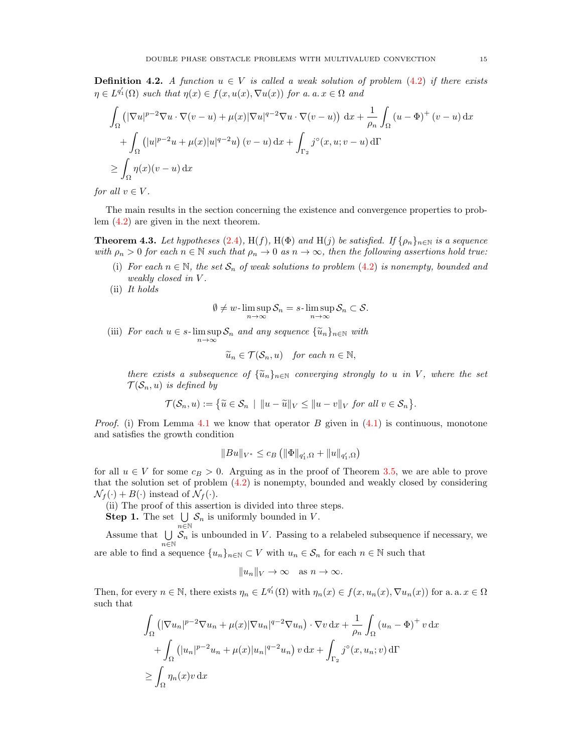**Definition 4.2.** *A function $u \in V$ is called a weak solution of problem (4.2) if there exists $\eta \in L^{q_1'}(\Omega)$ such that $\eta(x) \in f(x, u(x), \nabla u(x))$ for a. a. $x \in \Omega$ and*

$$
\begin{aligned}
&\int_\Omega \left(|\nabla u|^{p-2}\nabla u \cdot \nabla(v-u) + \mu(x)|\nabla u|^{q-2}\nabla u \cdot \nabla(v-u)\right) \mathrm{d}x + \frac{1}{\rho_n}\int_\Omega (u-\Phi)^+ (v-u)\,\mathrm{d}x \\
&\quad + \int_\Omega \left(|u|^{p-2}u + \mu(x)|u|^{q-2}u\right)(v-u)\,\mathrm{d}x + \int_{\Gamma_2} j^\circ(x, u; v-u)\,\mathrm{d}\Gamma \\
&\geq \int_\Omega \eta(x)(v-u)\,\mathrm{d}x
\end{aligned}
$$

*for all $v \in V$.*

The main results in the section concerning the existence and convergence properties to problem (4.2) are given in the next theorem.

**Theorem 4.3.** *Let hypotheses (2.4), H$(f)$, H$(\Phi)$ and H$(j)$ be satisfied. If $\{\rho_n\}_{n\in\mathbb{N}}$ is a sequence with $\rho_n > 0$ for each $n \in \mathbb{N}$ such that $\rho_n \to 0$ as $n \to \infty$, then the following assertions hold true:*

(i) *For each $n \in \mathbb{N}$, the set $\mathcal{S}_n$ of weak solutions to problem (4.2) is nonempty, bounded and weakly closed in $V$.*

(ii) *It holds*

$$
\emptyset \neq w\text{-}\limsup_{n\to\infty} \mathcal{S}_n = s\text{-}\limsup_{n\to\infty} \mathcal{S}_n \subset \mathcal{S}.
$$

(iii) *For each $u \in s\text{-}\limsup_{n\to\infty} \mathcal{S}_n$ and any sequence $\{\widetilde{u}_n\}_{n\in\mathbb{N}}$ with*

$$
\widetilde{u}_n \in \mathcal{T}(\mathcal{S}_n, u) \quad \text{for each } n \in \mathbb{N},
$$

*there exists a subsequence of $\{\widetilde{u}_n\}_{n\in\mathbb{N}}$ converging strongly to $u$ in $V$, where the set $\mathcal{T}(\mathcal{S}_n, u)$ is defined by*

$$
\mathcal{T}(\mathcal{S}_n, u) := \left\{\widetilde{u} \in \mathcal{S}_n \;\middle|\; \|u - \widetilde{u}\|_V \leq \|u - v\|_V \text{ for all } v \in \mathcal{S}_n\right\}.
$$

*Proof.* (i) From Lemma 4.1 we know that operator $B$ given in (4.1) is continuous, monotone and satisfies the growth condition

$$
\|Bu\|_{V^*} \leq c_B \left(\|\Phi\|_{q_1',\Omega} + \|u\|_{q_1',\Omega}\right)
$$

for all $u \in V$ for some $c_B > 0$. Arguing as in the proof of Theorem 3.5, we are able to prove that the solution set of problem (4.2) is nonempty, bounded and weakly closed by considering $\mathcal{N}_f(\cdot) + B(\cdot)$ instead of $\mathcal{N}_f(\cdot)$.

(ii) The proof of this assertion is divided into three steps.

**Step 1.** The set $\bigcup_{n\in\mathbb{N}} \mathcal{S}_n$ is uniformly bounded in $V$.

Assume that $\bigcup_{n\in\mathbb{N}} \mathcal{S}_n$ is unbounded in $V$. Passing to a relabeled subsequence if necessary, we are able to find a sequence $\{u_n\}_{n\in\mathbb{N}} \subset V$ with $u_n \in \mathcal{S}_n$ for each $n \in \mathbb{N}$ such that

$$
\|u_n\|_V \to \infty \quad \text{as } n \to \infty.
$$

Then, for every $n \in \mathbb{N}$, there exists $\eta_n \in L^{q_1'}(\Omega)$ with $\eta_n(x) \in f(x, u_n(x), \nabla u_n(x))$ for a. a. $x \in \Omega$ such that

$$
\begin{aligned}
&\int_\Omega \left(|\nabla u_n|^{p-2}\nabla u_n + \mu(x)|\nabla u_n|^{q-2}\nabla u_n\right) \cdot \nabla v\,\mathrm{d}x + \frac{1}{\rho_n}\int_\Omega (u_n - \Phi)^+ v\,\mathrm{d}x \\
&\quad + \int_\Omega \left(|u_n|^{p-2}u_n + \mu(x)|u_n|^{q-2}u_n\right) v\,\mathrm{d}x + \int_{\Gamma_2} j^\circ(x, u_n; v)\,\mathrm{d}\Gamma \\
&\geq \int_\Omega \eta_n(x) v\,\mathrm{d}x
\end{aligned}
$$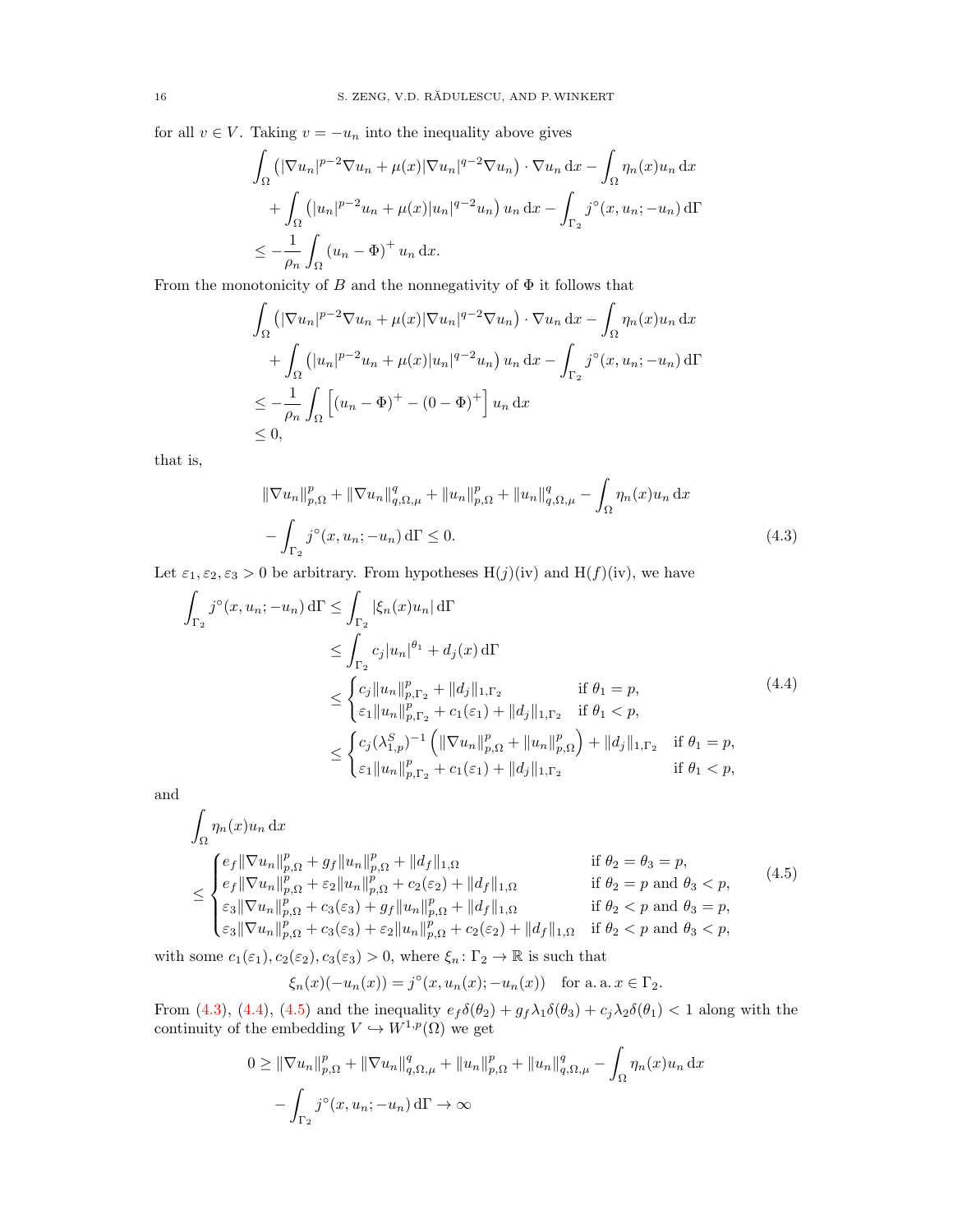for all $v \in V$. Taking $v = -u_n$ into the inequality above gives

$$
\begin{aligned}
&\int_\Omega \left(|\nabla u_n|^{p-2}\nabla u_n + \mu(x)|\nabla u_n|^{q-2}\nabla u_n\right)\cdot \nabla u_n \,\mathrm{d}x - \int_\Omega \eta_n(x) u_n \,\mathrm{d}x \\
&\quad + \int_\Omega \left(|u_n|^{p-2}u_n + \mu(x)|u_n|^{q-2}u_n\right) u_n \,\mathrm{d}x - \int_{\Gamma_2} j^\circ(x, u_n; -u_n)\,\mathrm{d}\Gamma \\
&\le -\frac{1}{\rho_n}\int_\Omega (u_n - \Phi)^+ u_n \,\mathrm{d}x.
\end{aligned}
$$

From the monotonicity of $B$ and the nonnegativity of $\Phi$ it follows that

$$
\begin{aligned}
&\int_\Omega \left(|\nabla u_n|^{p-2}\nabla u_n + \mu(x)|\nabla u_n|^{q-2}\nabla u_n\right)\cdot \nabla u_n \,\mathrm{d}x - \int_\Omega \eta_n(x) u_n \,\mathrm{d}x \\
&\quad + \int_\Omega \left(|u_n|^{p-2}u_n + \mu(x)|u_n|^{q-2}u_n\right) u_n \,\mathrm{d}x - \int_{\Gamma_2} j^\circ(x, u_n; -u_n)\,\mathrm{d}\Gamma \\
&\le -\frac{1}{\rho_n}\int_\Omega \left[(u_n - \Phi)^+ - (0-\Phi)^+\right] u_n \,\mathrm{d}x \\
&\le 0,
\end{aligned}
$$

that is,

$$
\begin{aligned}
&\|\nabla u_n\|_{p,\Omega}^p + \|\nabla u_n\|_{q,\Omega,\mu}^q + \|u_n\|_{p,\Omega}^p + \|u_n\|_{q,\Omega,\mu}^q - \int_\Omega \eta_n(x) u_n \,\mathrm{d}x \\
&- \int_{\Gamma_2} j^\circ(x, u_n; -u_n)\,\mathrm{d}\Gamma \le 0.
\end{aligned} \tag{4.3}
$$

Let $\varepsilon_1, \varepsilon_2, \varepsilon_3 > 0$ be arbitrary. From hypotheses H($j$)(iv) and H($f$)(iv), we have

$$
\begin{aligned}
\int_{\Gamma_2} j^\circ(x, u_n; -u_n)\,\mathrm{d}\Gamma &\le \int_{\Gamma_2} |\xi_n(x) u_n|\,\mathrm{d}\Gamma \\
&\le \int_{\Gamma_2} c_j |u_n|^{\theta_1} + d_j(x)\,\mathrm{d}\Gamma \\
&\le \begin{cases} c_j \|u_n\|_{p,\Gamma_2}^p + \|d_j\|_{1,\Gamma_2} & \text{if } \theta_1 = p, \\ \varepsilon_1 \|u_n\|_{p,\Gamma_2}^p + c_1(\varepsilon_1) + \|d_j\|_{1,\Gamma_2} & \text{if } \theta_1 < p, \end{cases} \\
&\le \begin{cases} c_j (\lambda_{1,p}^S)^{-1}\left(\|\nabla u_n\|_{p,\Omega}^p + \|u_n\|_{p,\Omega}^p\right) + \|d_j\|_{1,\Gamma_2} & \text{if } \theta_1 = p, \\ \varepsilon_1 \|u_n\|_{p,\Gamma_2}^p + c_1(\varepsilon_1) + \|d_j\|_{1,\Gamma_2} & \text{if } \theta_1 < p, \end{cases}
\end{aligned} \tag{4.4}
$$

and

$$
\begin{aligned}
&\int_\Omega \eta_n(x) u_n \,\mathrm{d}x \\
&\le \begin{cases} e_f \|\nabla u_n\|_{p,\Omega}^p + g_f \|u_n\|_{p,\Omega}^p + \|d_f\|_{1,\Omega} & \text{if } \theta_2 = \theta_3 = p, \\ e_f \|\nabla u_n\|_{p,\Omega}^p + \varepsilon_2 \|u_n\|_{p,\Omega}^p + c_2(\varepsilon_2) + \|d_f\|_{1,\Omega} & \text{if } \theta_2 = p \text{ and } \theta_3 < p, \\ \varepsilon_3 \|\nabla u_n\|_{p,\Omega}^p + c_3(\varepsilon_3) + g_f \|u_n\|_{p,\Omega}^p + \|d_f\|_{1,\Omega} & \text{if } \theta_2 < p \text{ and } \theta_3 = p, \\ \varepsilon_3 \|\nabla u_n\|_{p,\Omega}^p + c_3(\varepsilon_3) + \varepsilon_2 \|u_n\|_{p,\Omega}^p + c_2(\varepsilon_2) + \|d_f\|_{1,\Omega} & \text{if } \theta_2 < p \text{ and } \theta_3 < p, \end{cases}
\end{aligned} \tag{4.5}
$$

with some $c_1(\varepsilon_1), c_2(\varepsilon_2), c_3(\varepsilon_3) > 0$, where $\xi_n \colon \Gamma_2 \to \mathbb{R}$ is such that

$$
\xi_n(x)(-u_n(x)) = j^\circ(x, u_n(x); -u_n(x)) \quad \text{for a. a. } x \in \Gamma_2.
$$

From (4.3), (4.4), (4.5) and the inequality $e_f\delta(\theta_2) + g_f\lambda_1\delta(\theta_3) + c_j\lambda_2\delta(\theta_1) < 1$ along with the continuity of the embedding $V \hookrightarrow W^{1,p}(\Omega)$ we get

$$
\begin{aligned}
0 \ge &\|\nabla u_n\|_{p,\Omega}^p + \|\nabla u_n\|_{q,\Omega,\mu}^q + \|u_n\|_{p,\Omega}^p + \|u_n\|_{q,\Omega,\mu}^q - \int_\Omega \eta_n(x) u_n \,\mathrm{d}x \\
&- \int_{\Gamma_2} j^\circ(x, u_n; -u_n)\,\mathrm{d}\Gamma \to \infty
\end{aligned}
$$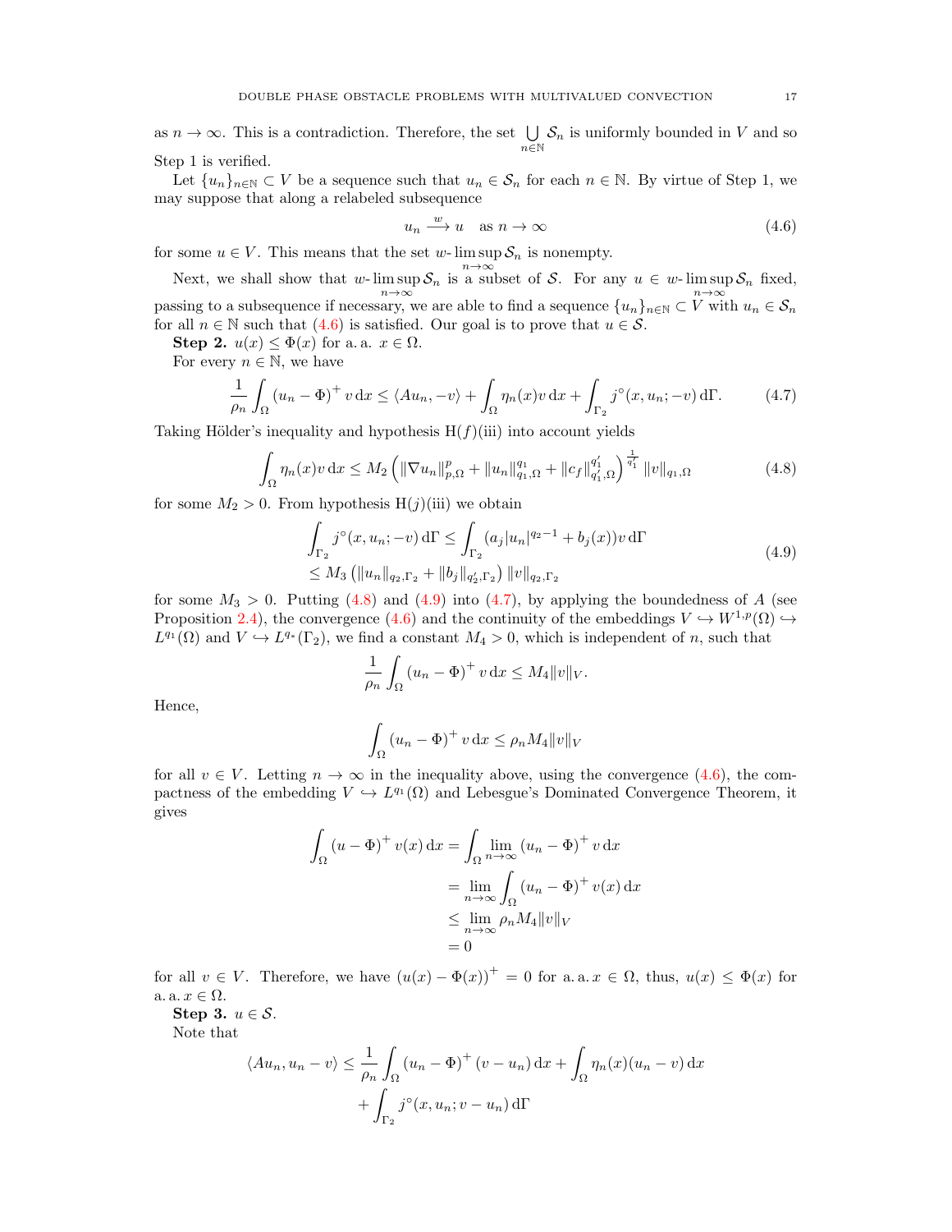as $n \to \infty$. This is a contradiction. Therefore, the set $\bigcup_{n\in\mathbb{N}} \mathcal{S}_n$ is uniformly bounded in $V$ and so Step 1 is verified.

Let $\{u_n\}_{n\in\mathbb{N}} \subset V$ be a sequence such that $u_n \in \mathcal{S}_n$ for each $n \in \mathbb{N}$. By virtue of Step 1, we may suppose that along a relabeled subsequence

$$u_n \xrightarrow{w} u \quad \text{as } n \to \infty \tag{4.6}$$

for some $u \in V$. This means that the set $w\text{-}\limsup_{n\to\infty} \mathcal{S}_n$ is nonempty.

Next, we shall show that $w\text{-}\limsup_{n\to\infty} \mathcal{S}_n$ is a subset of $\mathcal{S}$. For any $u \in w\text{-}\limsup_{n\to\infty} \mathcal{S}_n$ fixed, passing to a subsequence if necessary, we are able to find a sequence $\{u_n\}_{n\in\mathbb{N}} \subset V$ with $u_n \in \mathcal{S}_n$ for all $n \in \mathbb{N}$ such that (4.6) is satisfied. Our goal is to prove that $u \in \mathcal{S}$.

**Step 2.** $u(x) \le \Phi(x)$ for a. a. $x \in \Omega$.

For every $n \in \mathbb{N}$, we have

$$\frac{1}{\rho_n} \int_\Omega (u_n - \Phi)^+ v \,\mathrm{d}x \le \langle A u_n, -v\rangle + \int_\Omega \eta_n(x) v \,\mathrm{d}x + \int_{\Gamma_2} j^\circ(x, u_n; -v) \,\mathrm{d}\Gamma. \tag{4.7}$$

Taking Hölder's inequality and hypothesis H($f$)(iii) into account yields

$$\int_\Omega \eta_n(x) v \,\mathrm{d}x \le M_2 \left( \|\nabla u_n\|_{p,\Omega}^p + \|u_n\|_{q_1,\Omega}^{q_1} + \|c_f\|_{q_1',\Omega}^{q_1'} \right)^{\frac{1}{q_1'}} \|v\|_{q_1,\Omega} \tag{4.8}$$

for some $M_2 > 0$. From hypothesis H($j$)(iii) we obtain

$$\begin{aligned}
\int_{\Gamma_2} j^\circ(x, u_n; -v) \,\mathrm{d}\Gamma &\le \int_{\Gamma_2} (a_j |u_n|^{q_2 - 1} + b_j(x)) v \,\mathrm{d}\Gamma \\
&\le M_3 \left( \|u_n\|_{q_2,\Gamma_2} + \|b_j\|_{q_2',\Gamma_2} \right) \|v\|_{q_2,\Gamma_2}
\end{aligned} \tag{4.9}$$

for some $M_3 > 0$. Putting (4.8) and (4.9) into (4.7), by applying the boundedness of $A$ (see Proposition 2.4), the convergence (4.6) and the continuity of the embeddings $V \hookrightarrow W^{1,p}(\Omega) \hookrightarrow L^{q_1}(\Omega)$ and $V \hookrightarrow L^{q_*}(\Gamma_2)$, we find a constant $M_4 > 0$, which is independent of $n$, such that

$$\frac{1}{\rho_n} \int_\Omega (u_n - \Phi)^+ v \,\mathrm{d}x \le M_4 \|v\|_V.$$

Hence,

$$\int_\Omega (u_n - \Phi)^+ v \,\mathrm{d}x \le \rho_n M_4 \|v\|_V$$

for all $v \in V$. Letting $n \to \infty$ in the inequality above, using the convergence (4.6), the compactness of the embedding $V \hookrightarrow L^{q_1}(\Omega)$ and Lebesgue's Dominated Convergence Theorem, it gives

$$\begin{aligned}
\int_\Omega (u - \Phi)^+ v(x) \,\mathrm{d}x &= \int_\Omega \lim_{n\to\infty} (u_n - \Phi)^+ v \,\mathrm{d}x \\
&= \lim_{n\to\infty} \int_\Omega (u_n - \Phi)^+ v(x) \,\mathrm{d}x \\
&\le \lim_{n\to\infty} \rho_n M_4 \|v\|_V \\
&= 0
\end{aligned}$$

for all $v \in V$. Therefore, we have $(u(x) - \Phi(x))^+ = 0$ for a. a. $x \in \Omega$, thus, $u(x) \le \Phi(x)$ for a. a. $x \in \Omega$.

**Step 3.** $u \in \mathcal{S}$.

Note that

$$\begin{aligned}
\langle A u_n, u_n - v\rangle \le &\frac{1}{\rho_n} \int_\Omega (u_n - \Phi)^+ (v - u_n) \,\mathrm{d}x + \int_\Omega \eta_n(x)(u_n - v) \,\mathrm{d}x \\
&+ \int_{\Gamma_2} j^\circ(x, u_n; v - u_n) \,\mathrm{d}\Gamma
\end{aligned}$$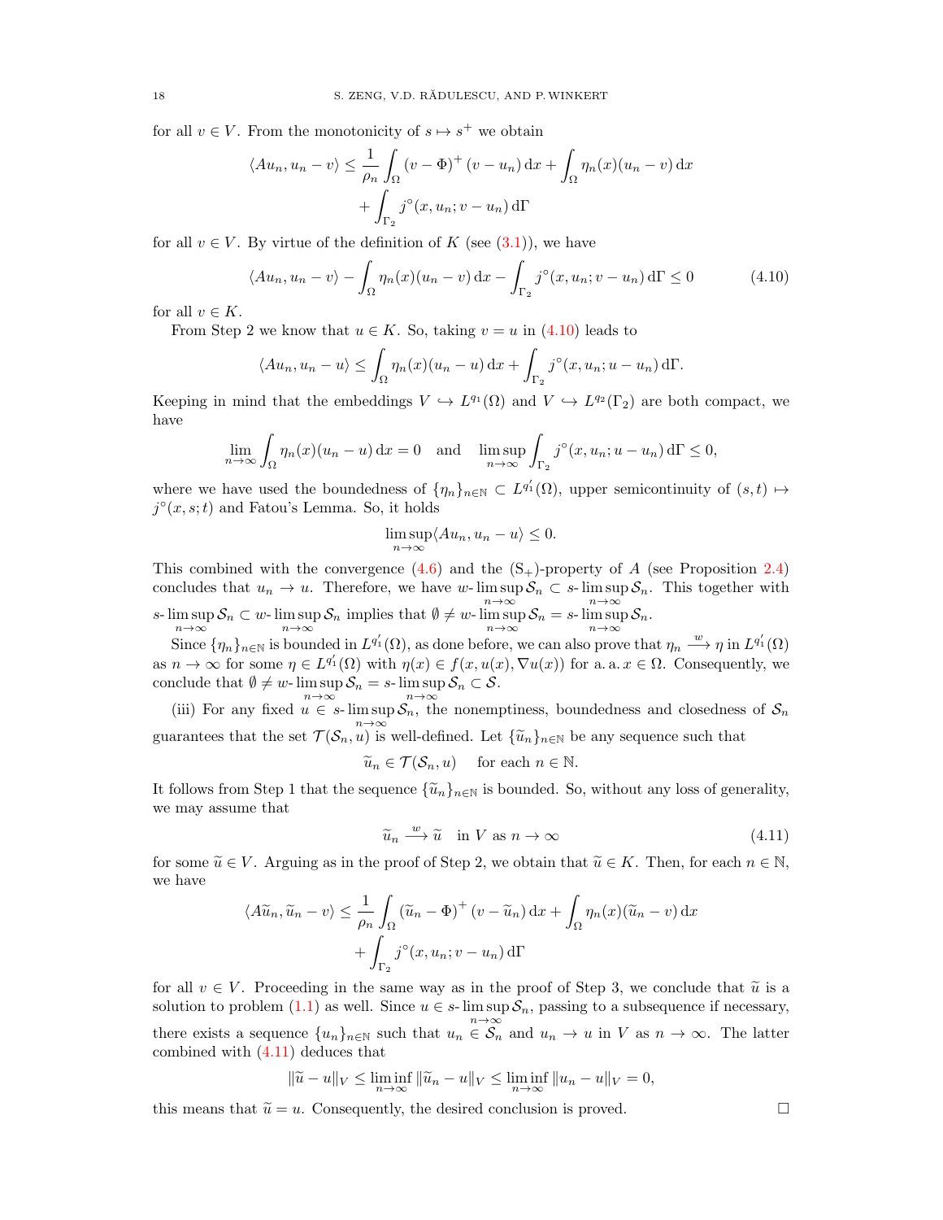for all $v \in V$. From the monotonicity of $s \mapsto s^+$ we obtain

$$\langle Au_n, u_n - v\rangle \le \frac{1}{\rho_n}\int_\Omega (v-\Phi)^+ (v-u_n)\,\mathrm{d}x + \int_\Omega \eta_n(x)(u_n - v)\,\mathrm{d}x + \int_{\Gamma_2} j^\circ(x,u_n;v-u_n)\,\mathrm{d}\Gamma$$

for all $v \in V$. By virtue of the definition of $K$ (see (3.1)), we have

$$\langle Au_n, u_n - v\rangle - \int_\Omega \eta_n(x)(u_n - v)\,\mathrm{d}x - \int_{\Gamma_2} j^\circ(x,u_n;v-u_n)\,\mathrm{d}\Gamma \le 0 \tag{4.10}$$

for all $v \in K$.

From Step 2 we know that $u \in K$. So, taking $v = u$ in (4.10) leads to

$$\langle Au_n, u_n - u\rangle \le \int_\Omega \eta_n(x)(u_n - u)\,\mathrm{d}x + \int_{\Gamma_2} j^\circ(x,u_n;u-u_n)\,\mathrm{d}\Gamma.$$

Keeping in mind that the embeddings $V \hookrightarrow L^{q_1}(\Omega)$ and $V \hookrightarrow L^{q_2}(\Gamma_2)$ are both compact, we have

$$\lim_{n\to\infty}\int_\Omega \eta_n(x)(u_n - u)\,\mathrm{d}x = 0 \quad \text{and} \quad \limsup_{n\to\infty}\int_{\Gamma_2} j^\circ(x,u_n;u-u_n)\,\mathrm{d}\Gamma \le 0,$$

where we have used the boundedness of $\{\eta_n\}_{n\in\mathbb{N}} \subset L^{q_1'}(\Omega)$, upper semicontinuity of $(s,t) \mapsto j^\circ(x,s;t)$ and Fatou's Lemma. So, it holds

$$\limsup_{n\to\infty}\langle Au_n, u_n - u\rangle \le 0.$$

This combined with the convergence (4.6) and the $(\mathrm{S}_+)$-property of $A$ (see Proposition 2.4) concludes that $u_n \to u$. Therefore, we have $w\text{-}\limsup\limits_{n\to\infty}\mathcal{S}_n \subset s\text{-}\limsup\limits_{n\to\infty}\mathcal{S}_n$. This together with $s\text{-}\limsup\limits_{n\to\infty}\mathcal{S}_n \subset w\text{-}\limsup\limits_{n\to\infty}\mathcal{S}_n$ implies that $\emptyset \neq w\text{-}\limsup\limits_{n\to\infty}\mathcal{S}_n = s\text{-}\limsup\limits_{n\to\infty}\mathcal{S}_n$.

Since $\{\eta_n\}_{n\in\mathbb{N}}$ is bounded in $L^{q_1'}(\Omega)$, as done before, we can also prove that $\eta_n \xrightarrow{w} \eta$ in $L^{q_1'}(\Omega)$ as $n \to \infty$ for some $\eta \in L^{q_1'}(\Omega)$ with $\eta(x) \in f(x,u(x),\nabla u(x))$ for a. a. $x \in \Omega$. Consequently, we conclude that $\emptyset \neq w\text{-}\limsup\limits_{n\to\infty}\mathcal{S}_n = s\text{-}\limsup\limits_{n\to\infty}\mathcal{S}_n \subset \mathcal{S}$.

(iii) For any fixed $u \in s\text{-}\limsup\limits_{n\to\infty}\mathcal{S}_n$, the nonemptiness, boundedness and closedness of $\mathcal{S}_n$ guarantees that the set $\mathcal{T}(\mathcal{S}_n,u)$ is well-defined. Let $\{\widetilde{u}_n\}_{n\in\mathbb{N}}$ be any sequence such that

$$\widetilde{u}_n \in \mathcal{T}(\mathcal{S}_n,u) \quad \text{for each } n \in \mathbb{N}.$$

It follows from Step 1 that the sequence $\{\widetilde{u}_n\}_{n\in\mathbb{N}}$ is bounded. So, without any loss of generality, we may assume that

$$\widetilde{u}_n \xrightarrow{w} \widetilde{u} \quad \text{in } V \text{ as } n \to \infty \tag{4.11}$$

for some $\widetilde{u} \in V$. Arguing as in the proof of Step 2, we obtain that $\widetilde{u} \in K$. Then, for each $n \in \mathbb{N}$, we have

$$\langle A\widetilde{u}_n, \widetilde{u}_n - v\rangle \le \frac{1}{\rho_n}\int_\Omega (\widetilde{u}_n-\Phi)^+ (v-\widetilde{u}_n)\,\mathrm{d}x + \int_\Omega \eta_n(x)(\widetilde{u}_n - v)\,\mathrm{d}x + \int_{\Gamma_2} j^\circ(x,u_n;v-u_n)\,\mathrm{d}\Gamma$$

for all $v \in V$. Proceeding in the same way as in the proof of Step 3, we conclude that $\widetilde{u}$ is a solution to problem (1.1) as well. Since $u \in s\text{-}\limsup\limits_{n\to\infty}\mathcal{S}_n$, passing to a subsequence if necessary, there exists a sequence $\{u_n\}_{n\in\mathbb{N}}$ such that $u_n \in \mathcal{S}_n$ and $u_n \to u$ in $V$ as $n \to \infty$. The latter combined with (4.11) deduces that

$$\|\widetilde{u} - u\|_V \le \liminf_{n\to\infty}\|\widetilde{u}_n - u\|_V \le \liminf_{n\to\infty}\|u_n - u\|_V = 0,$$

this means that $\widetilde{u} = u$. Consequently, the desired conclusion is proved. ◻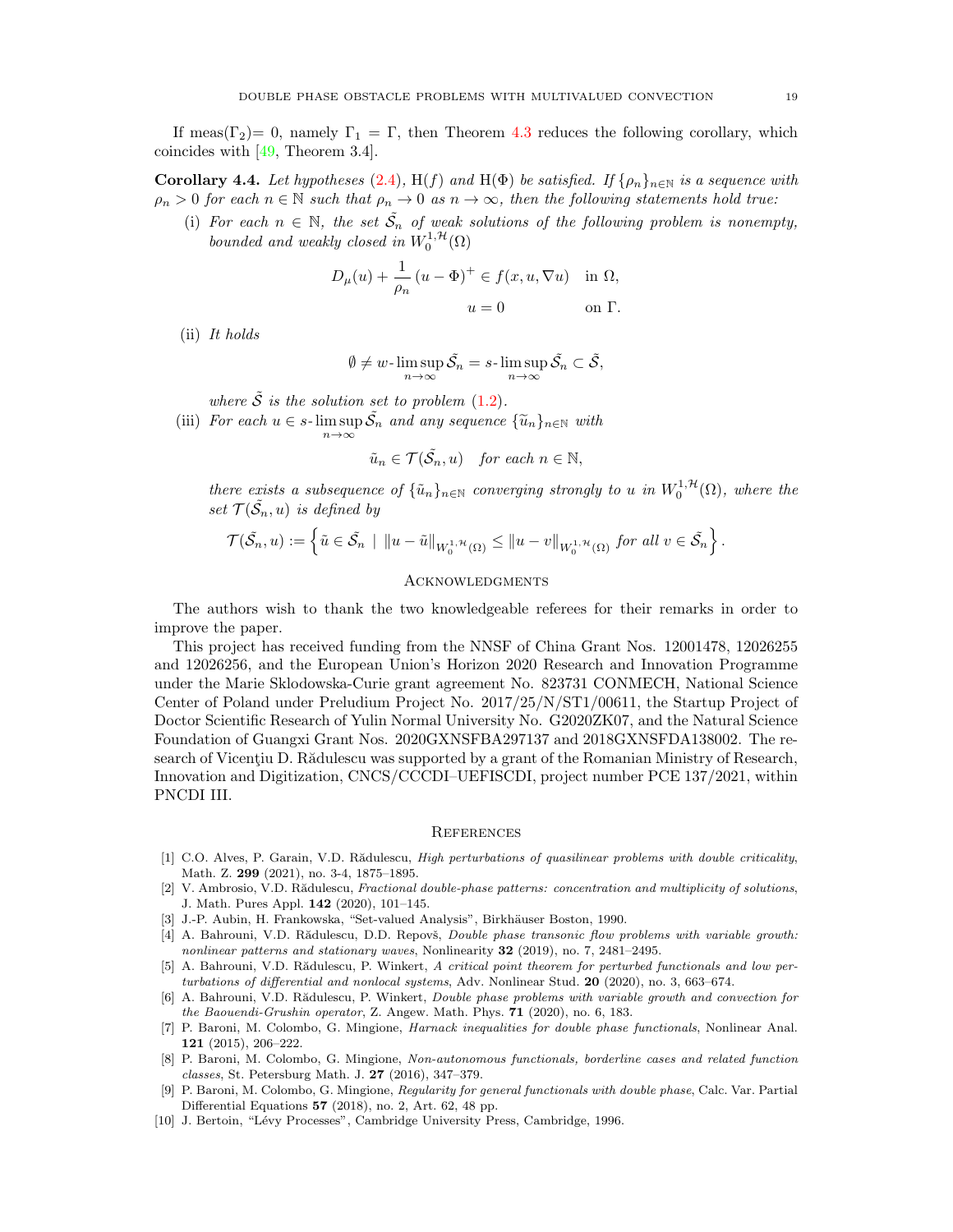If meas($\Gamma_2$)= 0, namely $\Gamma_1 = \Gamma$, then Theorem 4.3 reduces the following corollary, which coincides with [49, Theorem 3.4].

**Corollary 4.4.** *Let hypotheses* (2.4), H($f$) *and* H($\Phi$) *be satisfied. If* $\{\rho_n\}_{n\in\mathbb{N}}$ *is a sequence with* $\rho_n > 0$ *for each* $n \in \mathbb{N}$ *such that* $\rho_n \to 0$ *as* $n \to \infty$, *then the following statements hold true:*

(i) *For each* $n \in \mathbb{N}$, *the set* $\tilde{\mathcal{S}_n}$ *of weak solutions of the following problem is nonempty, bounded and weakly closed in* $W_0^{1,\mathcal{H}}(\Omega)$

$$
\begin{aligned}
D_\mu(u) + \frac{1}{\rho_n}(u-\Phi)^+ &\in f(x,u,\nabla u) \quad \text{in } \Omega,\\
u &= 0 \qquad\qquad\quad\; \text{on } \Gamma.
\end{aligned}
$$

(ii) *It holds*

$$
\emptyset \neq w\text{-}\limsup_{n\to\infty} \tilde{\mathcal{S}_n} = s\text{-}\limsup_{n\to\infty} \tilde{\mathcal{S}_n} \subset \tilde{\mathcal{S}},
$$

*where* $\tilde{\mathcal{S}}$ *is the solution set to problem* (1.2).

(iii) *For each* $u \in s\text{-}\limsup_{n\to\infty} \tilde{\mathcal{S}_n}$ *and any sequence* $\{\tilde{u}_n\}_{n\in\mathbb{N}}$ *with*

$$
\tilde{u}_n \in \mathcal{T}(\tilde{\mathcal{S}_n}, u) \quad \textit{for each } n \in \mathbb{N},
$$

*there exists a subsequence of* $\{\tilde{u}_n\}_{n\in\mathbb{N}}$ *converging strongly to* $u$ *in* $W_0^{1,\mathcal{H}}(\Omega)$, *where the set* $\mathcal{T}(\tilde{\mathcal{S}_n}, u)$ *is defined by*

$$
\mathcal{T}(\tilde{\mathcal{S}_n}, u) := \left\{ \tilde{u} \in \tilde{\mathcal{S}_n} \;\middle|\; \|u-\tilde{u}\|_{W_0^{1,\mathcal{H}}(\Omega)} \leq \|u-v\|_{W_0^{1,\mathcal{H}}(\Omega)} \textit{ for all } v \in \tilde{\mathcal{S}_n} \right\}.
$$

## Acknowledgments

The authors wish to thank the two knowledgeable referees for their remarks in order to improve the paper.

This project has received funding from the NNSF of China Grant Nos. 12001478, 12026255 and 12026256, and the European Union's Horizon 2020 Research and Innovation Programme under the Marie Sklodowska-Curie grant agreement No. 823731 CONMECH, National Science Center of Poland under Preludium Project No. 2017/25/N/ST1/00611, the Startup Project of Doctor Scientific Research of Yulin Normal University No. G2020ZK07, and the Natural Science Foundation of Guangxi Grant Nos. 2020GXNSFBA297137 and 2018GXNSFDA138002. The research of Vicenţiu D. Rădulescu was supported by a grant of the Romanian Ministry of Research, Innovation and Digitization, CNCS/CCCDI–UEFISCDI, project number PCE 137/2021, within PNCDI III.

## References

[1] C.O. Alves, P. Garain, V.D. Rădulescu, *High perturbations of quasilinear problems with double criticality*, Math. Z. **299** (2021), no. 3-4, 1875–1895.

[2] V. Ambrosio, V.D. Rădulescu, *Fractional double-phase patterns: concentration and multiplicity of solutions*, J. Math. Pures Appl. **142** (2020), 101–145.

[3] J.-P. Aubin, H. Frankowska, "Set-valued Analysis", Birkhäuser Boston, 1990.

[4] A. Bahrouni, V.D. Rădulescu, D.D. Repovš, *Double phase transonic flow problems with variable growth: nonlinear patterns and stationary waves*, Nonlinearity **32** (2019), no. 7, 2481–2495.

[5] A. Bahrouni, V.D. Rădulescu, P. Winkert, *A critical point theorem for perturbed functionals and low perturbations of differential and nonlocal systems*, Adv. Nonlinear Stud. **20** (2020), no. 3, 663–674.

[6] A. Bahrouni, V.D. Rădulescu, P. Winkert, *Double phase problems with variable growth and convection for the Baouendi-Grushin operator*, Z. Angew. Math. Phys. **71** (2020), no. 6, 183.

[7] P. Baroni, M. Colombo, G. Mingione, *Harnack inequalities for double phase functionals*, Nonlinear Anal. **121** (2015), 206–222.

[8] P. Baroni, M. Colombo, G. Mingione, *Non-autonomous functionals, borderline cases and related function classes*, St. Petersburg Math. J. **27** (2016), 347–379.

[9] P. Baroni, M. Colombo, G. Mingione, *Regularity for general functionals with double phase*, Calc. Var. Partial Differential Equations **57** (2018), no. 2, Art. 62, 48 pp.

[10] J. Bertoin, "Lévy Processes", Cambridge University Press, Cambridge, 1996.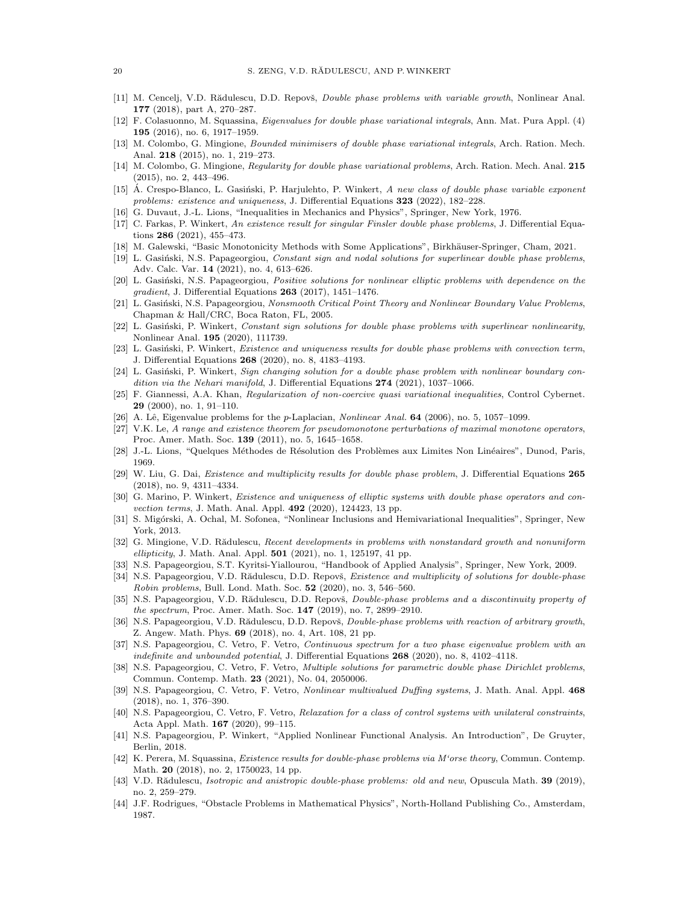[11] M. Cencelj, V.D. Rădulescu, D.D. Repovš, *Double phase problems with variable growth*, Nonlinear Anal. **177** (2018), part A, 270–287.

[12] F. Colasuonno, M. Squassina, *Eigenvalues for double phase variational integrals*, Ann. Mat. Pura Appl. (4) **195** (2016), no. 6, 1917–1959.

[13] M. Colombo, G. Mingione, *Bounded minimisers of double phase variational integrals*, Arch. Ration. Mech. Anal. **218** (2015), no. 1, 219–273.

[14] M. Colombo, G. Mingione, *Regularity for double phase variational problems*, Arch. Ration. Mech. Anal. **215** (2015), no. 2, 443–496.

[15] Á. Crespo-Blanco, L. Gasiński, P. Harjulehto, P. Winkert, *A new class of double phase variable exponent problems: existence and uniqueness*, J. Differential Equations **323** (2022), 182–228.

[16] G. Duvaut, J.-L. Lions, "Inequalities in Mechanics and Physics", Springer, New York, 1976.

[17] C. Farkas, P. Winkert, *An existence result for singular Finsler double phase problems*, J. Differential Equations **286** (2021), 455–473.

[18] M. Galewski, "Basic Monotonicity Methods with Some Applications", Birkhäuser-Springer, Cham, 2021.

[19] L. Gasiński, N.S. Papageorgiou, *Constant sign and nodal solutions for superlinear double phase problems*, Adv. Calc. Var. **14** (2021), no. 4, 613–626.

[20] L. Gasiński, N.S. Papageorgiou, *Positive solutions for nonlinear elliptic problems with dependence on the gradient*, J. Differential Equations **263** (2017), 1451–1476.

[21] L. Gasiński, N.S. Papageorgiou, *Nonsmooth Critical Point Theory and Nonlinear Boundary Value Problems*, Chapman & Hall/CRC, Boca Raton, FL, 2005.

[22] L. Gasiński, P. Winkert, *Constant sign solutions for double phase problems with superlinear nonlinearity*, Nonlinear Anal. **195** (2020), 111739.

[23] L. Gasiński, P. Winkert, *Existence and uniqueness results for double phase problems with convection term*, J. Differential Equations **268** (2020), no. 8, 4183–4193.

[24] L. Gasiński, P. Winkert, *Sign changing solution for a double phase problem with nonlinear boundary condition via the Nehari manifold*, J. Differential Equations **274** (2021), 1037–1066.

[25] F. Giannessi, A.A. Khan, *Regularization of non-coercive quasi variational inequalities*, Control Cybernet. **29** (2000), no. 1, 91–110.

[26] A. Lê, Eigenvalue problems for the $p$-Laplacian, *Nonlinear Anal.* **64** (2006), no. 5, 1057–1099.

[27] V.K. Le, *A range and existence theorem for pseudomonotone perturbations of maximal monotone operators*, Proc. Amer. Math. Soc. **139** (2011), no. 5, 1645–1658.

[28] J.-L. Lions, "Quelques Méthodes de Résolution des Problèmes aux Limites Non Linéaires", Dunod, Paris, 1969.

[29] W. Liu, G. Dai, *Existence and multiplicity results for double phase problem*, J. Differential Equations **265** (2018), no. 9, 4311–4334.

[30] G. Marino, P. Winkert, *Existence and uniqueness of elliptic systems with double phase operators and convection terms*, J. Math. Anal. Appl. **492** (2020), 124423, 13 pp.

[31] S. Migórski, A. Ochal, M. Sofonea, "Nonlinear Inclusions and Hemivariational Inequalities", Springer, New York, 2013.

[32] G. Mingione, V.D. Rădulescu, *Recent developments in problems with nonstandard growth and nonuniform ellipticity*, J. Math. Anal. Appl. **501** (2021), no. 1, 125197, 41 pp.

[33] N.S. Papageorgiou, S.T. Kyritsi-Yiallourou, "Handbook of Applied Analysis", Springer, New York, 2009.

[34] N.S. Papageorgiou, V.D. Rădulescu, D.D. Repovš, *Existence and multiplicity of solutions for double-phase Robin problems*, Bull. Lond. Math. Soc. **52** (2020), no. 3, 546–560.

[35] N.S. Papageorgiou, V.D. Rădulescu, D.D. Repovš, *Double-phase problems and a discontinuity property of the spectrum*, Proc. Amer. Math. Soc. **147** (2019), no. 7, 2899–2910.

[36] N.S. Papageorgiou, V.D. Rădulescu, D.D. Repovš, *Double-phase problems with reaction of arbitrary growth*, Z. Angew. Math. Phys. **69** (2018), no. 4, Art. 108, 21 pp.

[37] N.S. Papageorgiou, C. Vetro, F. Vetro, *Continuous spectrum for a two phase eigenvalue problem with an indefinite and unbounded potential*, J. Differential Equations **268** (2020), no. 8, 4102–4118.

[38] N.S. Papageorgiou, C. Vetro, F. Vetro, *Multiple solutions for parametric double phase Dirichlet problems*, Commun. Contemp. Math. **23** (2021), No. 04, 2050006.

[39] N.S. Papageorgiou, C. Vetro, F. Vetro, *Nonlinear multivalued Duffing systems*, J. Math. Anal. Appl. **468** (2018), no. 1, 376–390.

[40] N.S. Papageorgiou, C. Vetro, F. Vetro, *Relaxation for a class of control systems with unilateral constraints*, Acta Appl. Math. **167** (2020), 99–115.

[41] N.S. Papageorgiou, P. Winkert, "Applied Nonlinear Functional Analysis. An Introduction", De Gruyter, Berlin, 2018.

[42] K. Perera, M. Squassina, *Existence results for double-phase problems via M'orse theory*, Commun. Contemp. Math. **20** (2018), no. 2, 1750023, 14 pp.

[43] V.D. Rădulescu, *Isotropic and anistropic double-phase problems: old and new*, Opuscula Math. **39** (2019), no. 2, 259–279.

[44] J.F. Rodrigues, "Obstacle Problems in Mathematical Physics", North-Holland Publishing Co., Amsterdam, 1987.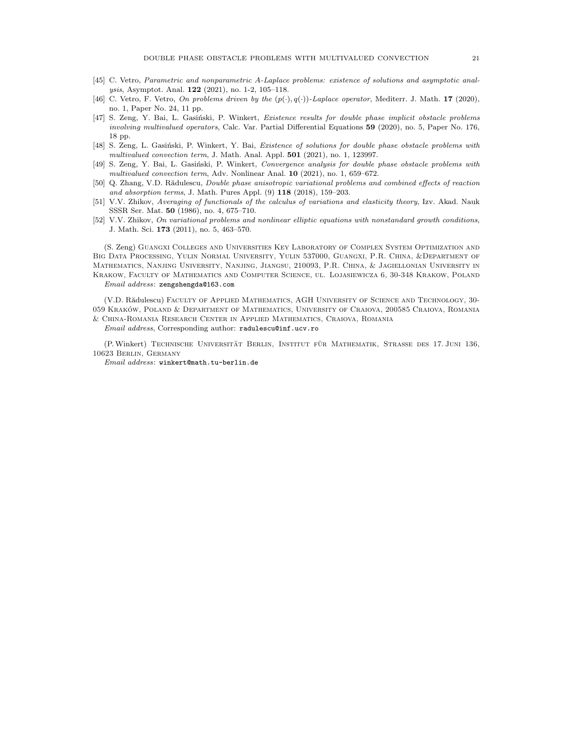[45] C. Vetro, *Parametric and nonparametric A-Laplace problems: existence of solutions and asymptotic analysis*, Asymptot. Anal. **122** (2021), no. 1-2, 105–118.

[46] C. Vetro, F. Vetro, *On problems driven by the $(p(\cdot), q(\cdot))$-Laplace operator*, Mediterr. J. Math. **17** (2020), no. 1, Paper No. 24, 11 pp.

[47] S. Zeng, Y. Bai, L. Gasiński, P. Winkert, *Existence results for double phase implicit obstacle problems involving multivalued operators*, Calc. Var. Partial Differential Equations **59** (2020), no. 5, Paper No. 176, 18 pp.

[48] S. Zeng, L. Gasiński, P. Winkert, Y. Bai, *Existence of solutions for double phase obstacle problems with multivalued convection term*, J. Math. Anal. Appl. **501** (2021), no. 1, 123997.

[49] S. Zeng, Y. Bai, L. Gasiński, P. Winkert, *Convergence analysis for double phase obstacle problems with multivalued convection term*, Adv. Nonlinear Anal. **10** (2021), no. 1, 659–672.

[50] Q. Zhang, V.D. Rădulescu, *Double phase anisotropic variational problems and combined effects of reaction and absorption terms*, J. Math. Pures Appl. (9) **118** (2018), 159–203.

[51] V.V. Zhikov, *Averaging of functionals of the calculus of variations and elasticity theory*, Izv. Akad. Nauk SSSR Ser. Mat. **50** (1986), no. 4, 675–710.

[52] V.V. Zhikov, *On variational problems and nonlinear elliptic equations with nonstandard growth conditions*, J. Math. Sci. **173** (2011), no. 5, 463–570.

(S. Zeng) Guangxi Colleges and Universities Key Laboratory of Complex System Optimization and Big Data Processing, Yulin Normal University, Yulin 537000, Guangxi, P.R. China, &Department of Mathematics, Nanjing University, Nanjing, Jiangsu, 210093, P.R. China, & Jagiellonian University in Krakow, Faculty of Mathematics and Computer Science, ul. Lojasiewicza 6, 30-348 Krakow, Poland
*Email address*: zengshengda@163.com

(V.D. Rădulescu) Faculty of Applied Mathematics, AGH University of Science and Technology, 30-059 Kraków, Poland & Department of Mathematics, University of Craiova, 200585 Craiova, Romania & China-Romania Research Center in Applied Mathematics, Craiova, Romania
*Email address*, Corresponding author: radulescu@inf.ucv.ro

(P. Winkert) Technische Universität Berlin, Institut für Mathematik, Strasse des 17. Juni 136, 10623 Berlin, Germany
*Email address*: winkert@math.tu-berlin.de